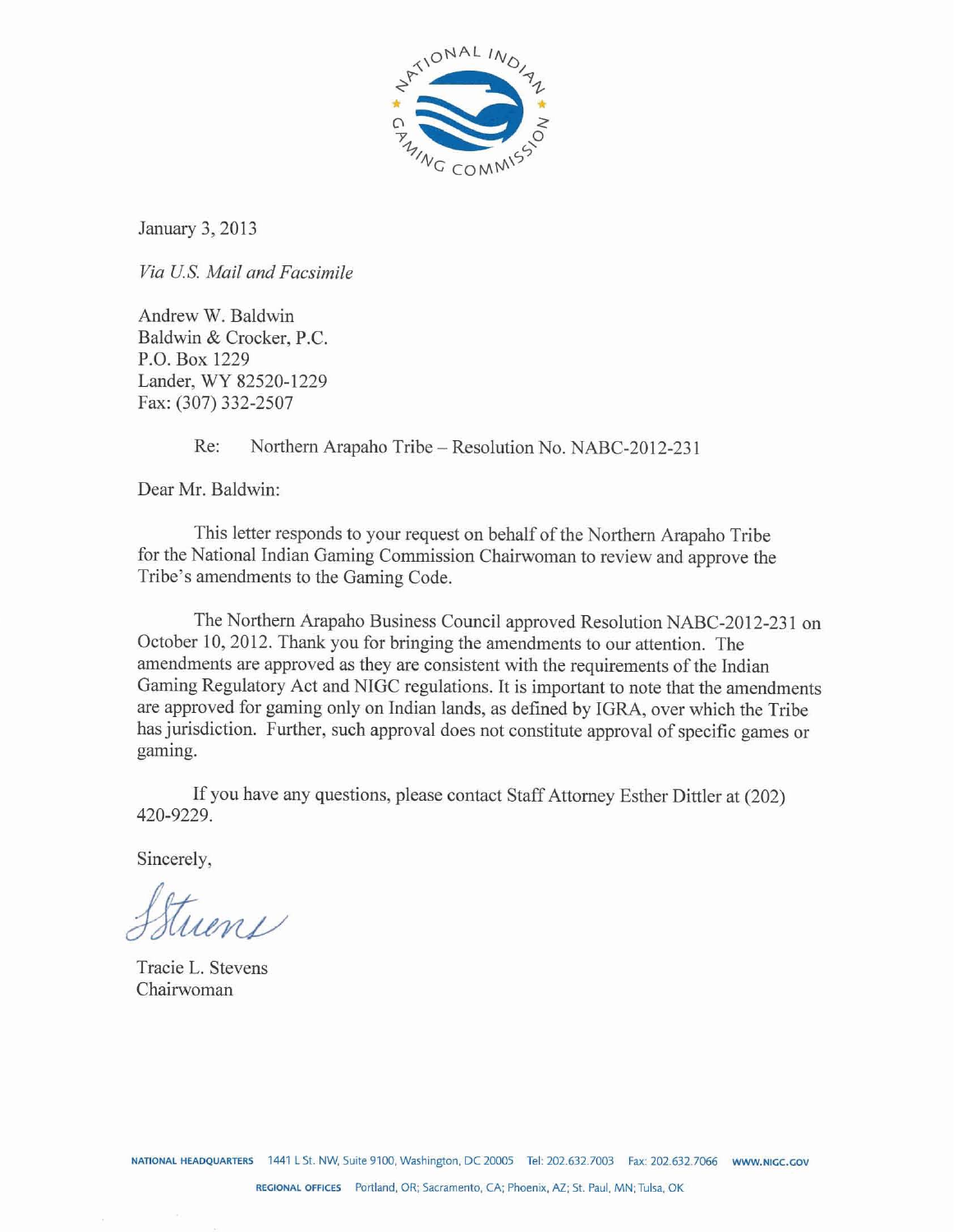NATIONAL INDIAN GAMING COMMISSION

January 3, 2013

*Via U.S. Mail and Facsimile*

Andrew W. Baldwin
Baldwin & Crocker, P.C.
P.O. Box 1229
Lander, WY 82520-1229
Fax: (307) 332-2507

Re: Northern Arapaho Tribe – Resolution No. NABC-2012-231

Dear Mr. Baldwin:

This letter responds to your request on behalf of the Northern Arapaho Tribe for the National Indian Gaming Commission Chairwoman to review and approve the Tribe's amendments to the Gaming Code.

The Northern Arapaho Business Council approved Resolution NABC-2012-231 on October 10, 2012. Thank you for bringing the amendments to our attention. The amendments are approved as they are consistent with the requirements of the Indian Gaming Regulatory Act and NIGC regulations. It is important to note that the amendments are approved for gaming only on Indian lands, as defined by IGRA, over which the Tribe has jurisdiction. Further, such approval does not constitute approval of specific games or gaming.

If you have any questions, please contact Staff Attorney Esther Dittler at (202) 420-9229.

Sincerely,

Tracie L. Stevens
Chairwoman

NATIONAL HEADQUARTERS 1441 L St. NW, Suite 9100, Washington, DC 20005 Tel: 202.632.7003 Fax: 202.632.7066 WWW.NIGC.GOV

REGIONAL OFFICES Portland, OR; Sacramento, CA; Phoenix, AZ; St. Paul, MN; Tulsa, OK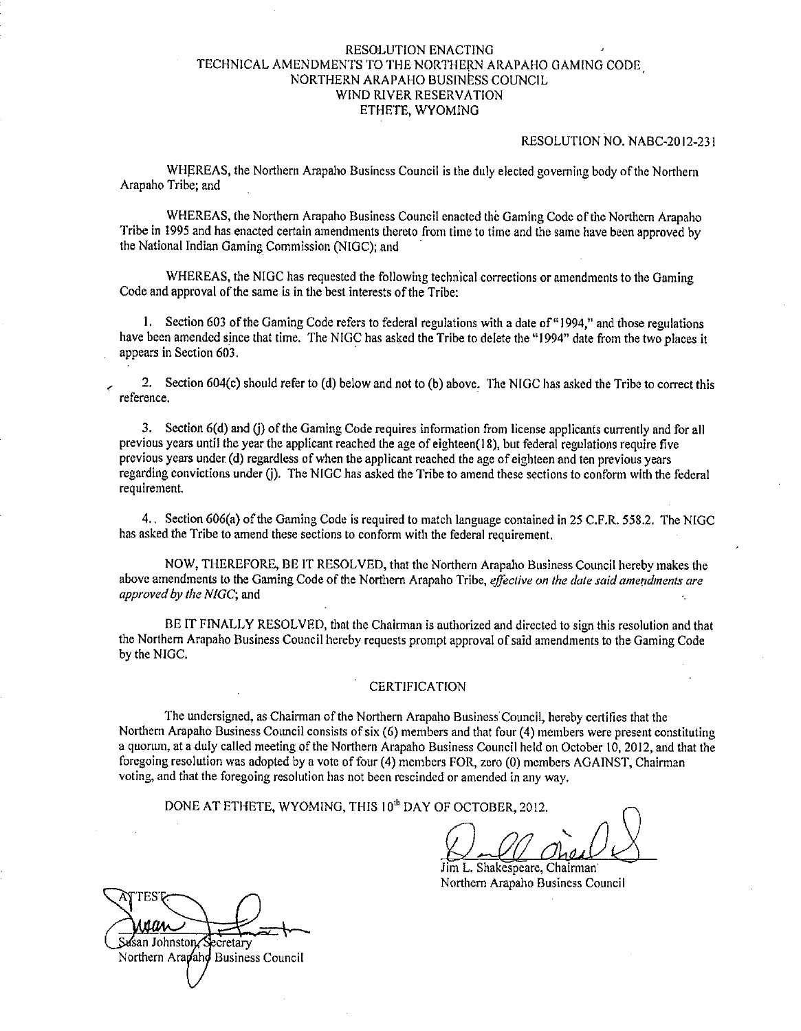# RESOLUTION ENACTING TECHNICAL AMENDMENTS TO THE NORTHERN ARAPAHO GAMING CODE NORTHERN ARAPAHO BUSINESS COUNCIL WIND RIVER RESERVATION ETHETE, WYOMING

RESOLUTION NO. NABC-2012-231

WHEREAS, the Northern Arapaho Business Council is the duly elected governing body of the Northern Arapaho Tribe; and

WHEREAS, the Northern Arapaho Business Council enacted the Gaming Code of the Northern Arapaho Tribe in 1995 and has enacted certain amendments thereto from time to time and the same have been approved by the National Indian Gaming Commission (NIGC); and

WHEREAS, the NIGC has requested the following technical corrections or amendments to the Gaming Code and approval of the same is in the best interests of the Tribe:

1. Section 603 of the Gaming Code refers to federal regulations with a date of "1994," and those regulations have been amended since that time. The NIGC has asked the Tribe to delete the "1994" date from the two places it appears in Section 603.

2. Section 604(c) should refer to (d) below and not to (b) above. The NIGC has asked the Tribe to correct this reference.

3. Section 6(d) and (j) of the Gaming Code requires information from license applicants currently and for all previous years until the year the applicant reached the age of eighteen(18), but federal regulations require five previous years under (d) regardless of when the applicant reached the age of eighteen and ten previous years regarding convictions under (j). The NIGC has asked the Tribe to amend these sections to conform with the federal requirement.

4. Section 606(a) of the Gaming Code is required to match language contained in 25 C.F.R. 558.2. The NIGC has asked the Tribe to amend these sections to conform with the federal requirement.

NOW, THEREFORE, BE IT RESOLVED, that the Northern Arapaho Business Council hereby makes the above amendments to the Gaming Code of the Northern Arapaho Tribe, *effective on the date said amendments are approved by the NIGC*; and

BE IT FINALLY RESOLVED, that the Chairman is authorized and directed to sign this resolution and that the Northern Arapaho Business Council hereby requests prompt approval of said amendments to the Gaming Code by the NIGC.

## CERTIFICATION

The undersigned, as Chairman of the Northern Arapaho Business Council, hereby certifies that the Northern Arapaho Business Council consists of six (6) members and that four (4) members were present constituting a quorum, at a duly called meeting of the Northern Arapaho Business Council held on October 10, 2012, and that the foregoing resolution was adopted by a vote of four (4) members FOR, zero (0) members AGAINST, Chairman voting, and that the foregoing resolution has not been rescinded or amended in any way.

DONE AT ETHETE, WYOMING, THIS 10th DAY OF OCTOBER, 2012.

Jim L. Shakespeare, Chairman
Northern Arapaho Business Council

ATTEST:

Susan Johnston, Secretary
Northern Arapaho Business Council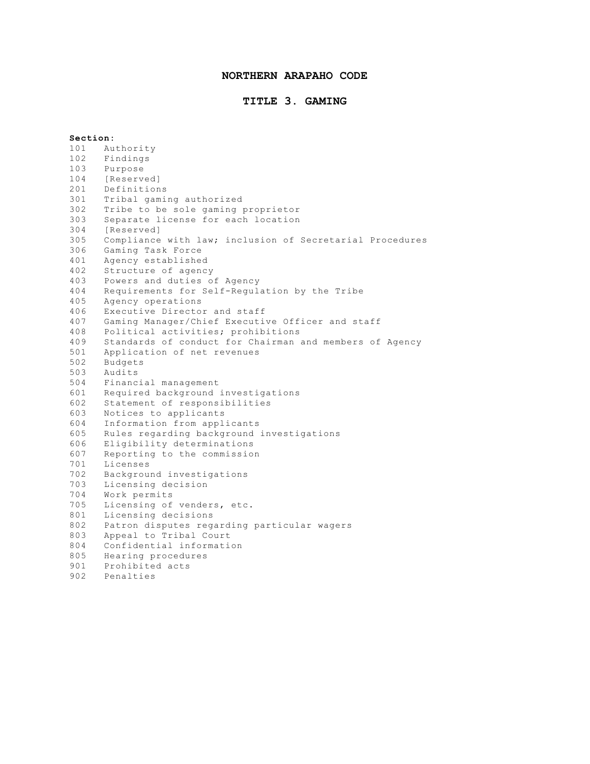# NORTHERN ARAPAHO CODE

## TITLE 3. GAMING

**Section:**

101 Authority
102 Findings
103 Purpose
104 [Reserved]
201 Definitions
301 Tribal gaming authorized
302 Tribe to be sole gaming proprietor
303 Separate license for each location
304 [Reserved]
305 Compliance with law; inclusion of Secretarial Procedures
306 Gaming Task Force
401 Agency established
402 Structure of agency
403 Powers and duties of Agency
404 Requirements for Self-Regulation by the Tribe
405 Agency operations
406 Executive Director and staff
407 Gaming Manager/Chief Executive Officer and staff
408 Political activities; prohibitions
409 Standards of conduct for Chairman and members of Agency
501 Application of net revenues
502 Budgets
503 Audits
504 Financial management
601 Required background investigations
602 Statement of responsibilities
603 Notices to applicants
604 Information from applicants
605 Rules regarding background investigations
606 Eligibility determinations
607 Reporting to the commission
701 Licenses
702 Background investigations
703 Licensing decision
704 Work permits
705 Licensing of venders, etc.
801 Licensing decisions
802 Patron disputes regarding particular wagers
803 Appeal to Tribal Court
804 Confidential information
805 Hearing procedures
901 Prohibited acts
902 Penalties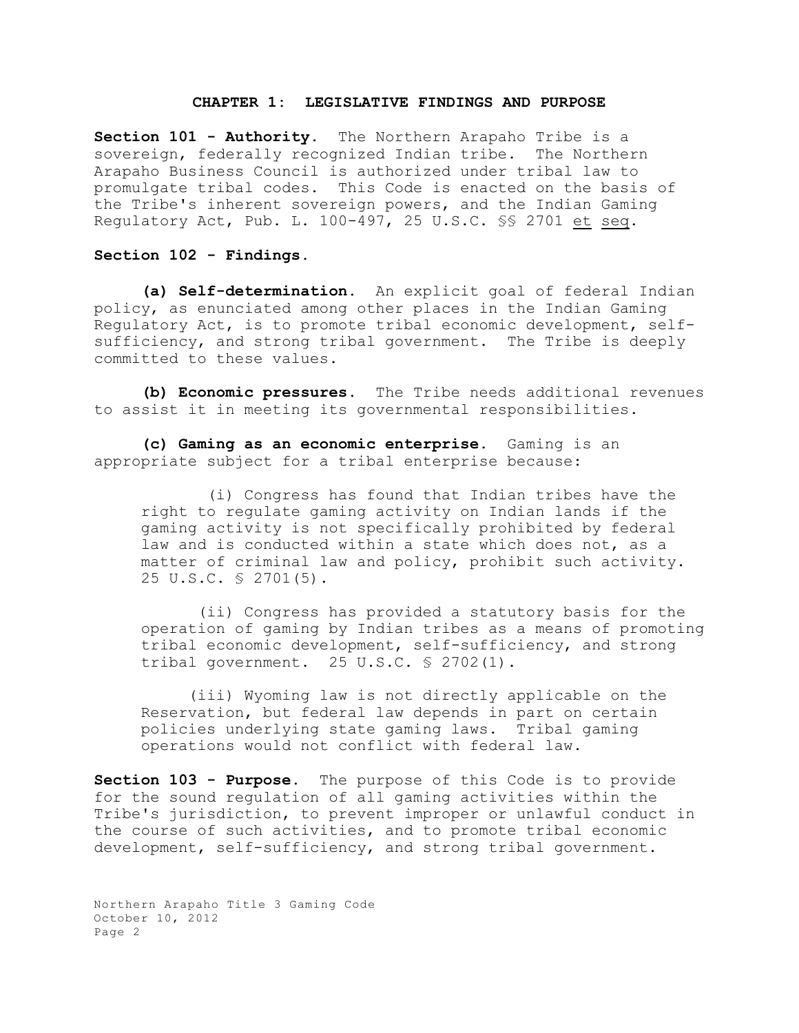## CHAPTER 1: LEGISLATIVE FINDINGS AND PURPOSE

**Section 101 - Authority.** The Northern Arapaho Tribe is a sovereign, federally recognized Indian tribe. The Northern Arapaho Business Council is authorized under tribal law to promulgate tribal codes. This Code is enacted on the basis of the Tribe's inherent sovereign powers, and the Indian Gaming Regulatory Act, Pub. L. 100-497, 25 U.S.C. §§ 2701 et seq.

**Section 102 - Findings.**

**(a) Self-determination.** An explicit goal of federal Indian policy, as enunciated among other places in the Indian Gaming Regulatory Act, is to promote tribal economic development, self-sufficiency, and strong tribal government. The Tribe is deeply committed to these values.

**(b) Economic pressures.** The Tribe needs additional revenues to assist it in meeting its governmental responsibilities.

**(c) Gaming as an economic enterprise.** Gaming is an appropriate subject for a tribal enterprise because:

(i) Congress has found that Indian tribes have the right to regulate gaming activity on Indian lands if the gaming activity is not specifically prohibited by federal law and is conducted within a state which does not, as a matter of criminal law and policy, prohibit such activity. 25 U.S.C. § 2701(5).

(ii) Congress has provided a statutory basis for the operation of gaming by Indian tribes as a means of promoting tribal economic development, self-sufficiency, and strong tribal government. 25 U.S.C. § 2702(1).

(iii) Wyoming law is not directly applicable on the Reservation, but federal law depends in part on certain policies underlying state gaming laws. Tribal gaming operations would not conflict with federal law.

**Section 103 - Purpose.** The purpose of this Code is to provide for the sound regulation of all gaming activities within the Tribe's jurisdiction, to prevent improper or unlawful conduct in the course of such activities, and to promote tribal economic development, self-sufficiency, and strong tribal government.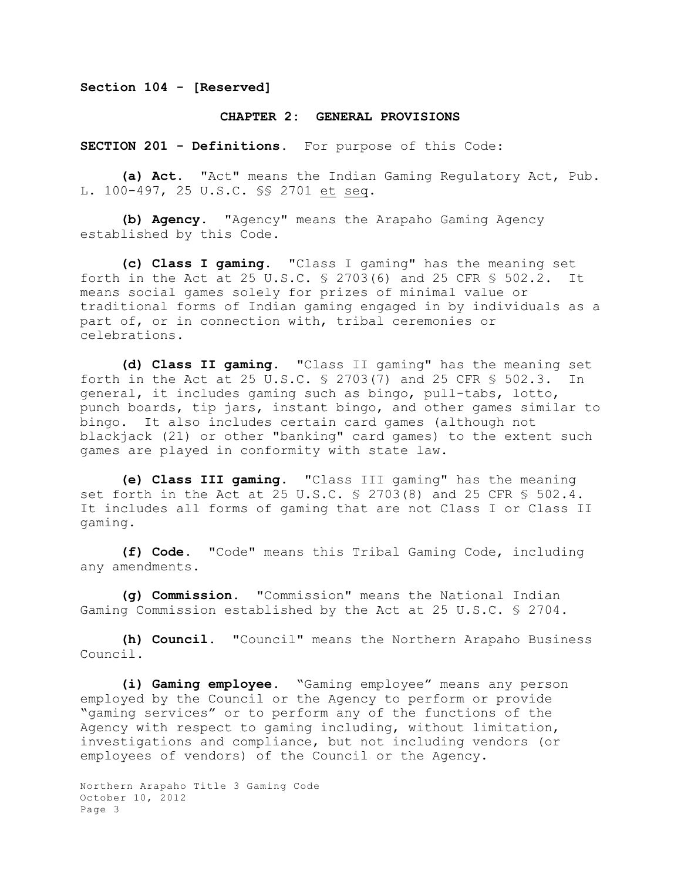**Section 104 - [Reserved]**

## CHAPTER 2: GENERAL PROVISIONS

**SECTION 201 - Definitions.** For purpose of this Code:

**(a) Act.** "Act" means the Indian Gaming Regulatory Act, Pub. L. 100-497, 25 U.S.C. §§ 2701 <u>et</u> <u>seq</u>.

**(b) Agency.** "Agency" means the Arapaho Gaming Agency established by this Code.

**(c) Class I gaming.** "Class I gaming" has the meaning set forth in the Act at 25 U.S.C. § 2703(6) and 25 CFR § 502.2. It means social games solely for prizes of minimal value or traditional forms of Indian gaming engaged in by individuals as a part of, or in connection with, tribal ceremonies or celebrations.

**(d) Class II gaming.** "Class II gaming" has the meaning set forth in the Act at 25 U.S.C. § 2703(7) and 25 CFR § 502.3. In general, it includes gaming such as bingo, pull-tabs, lotto, punch boards, tip jars, instant bingo, and other games similar to bingo. It also includes certain card games (although not blackjack (21) or other "banking" card games) to the extent such games are played in conformity with state law.

**(e) Class III gaming.** "Class III gaming" has the meaning set forth in the Act at 25 U.S.C. § 2703(8) and 25 CFR § 502.4. It includes all forms of gaming that are not Class I or Class II gaming.

**(f) Code.** "Code" means this Tribal Gaming Code, including any amendments.

**(g) Commission.** "Commission" means the National Indian Gaming Commission established by the Act at 25 U.S.C. § 2704.

**(h) Council.** "Council" means the Northern Arapaho Business Council.

**(i) Gaming employee.** "Gaming employee" means any person employed by the Council or the Agency to perform or provide "gaming services" or to perform any of the functions of the Agency with respect to gaming including, without limitation, investigations and compliance, but not including vendors (or employees of vendors) of the Council or the Agency.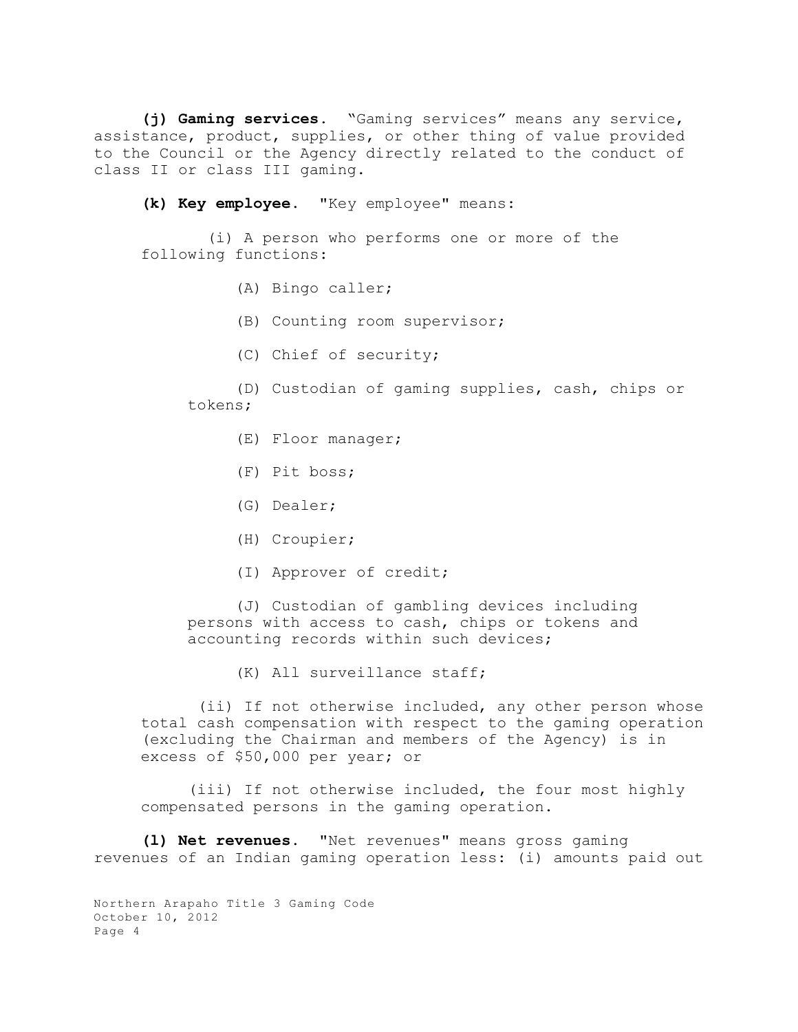**(j) Gaming services**. "Gaming services" means any service, assistance, product, supplies, or other thing of value provided to the Council or the Agency directly related to the conduct of class II or class III gaming.

**(k) Key employee**. "Key employee" means:

(i) A person who performs one or more of the following functions:

(A) Bingo caller;

(B) Counting room supervisor;

(C) Chief of security;

(D) Custodian of gaming supplies, cash, chips or tokens;

(E) Floor manager;

(F) Pit boss;

(G) Dealer;

(H) Croupier;

(I) Approver of credit;

(J) Custodian of gambling devices including persons with access to cash, chips or tokens and accounting records within such devices;

(K) All surveillance staff;

(ii) If not otherwise included, any other person whose total cash compensation with respect to the gaming operation (excluding the Chairman and members of the Agency) is in excess of $50,000 per year; or

(iii) If not otherwise included, the four most highly compensated persons in the gaming operation.

**(l) Net revenues**. "Net revenues" means gross gaming revenues of an Indian gaming operation less: (i) amounts paid out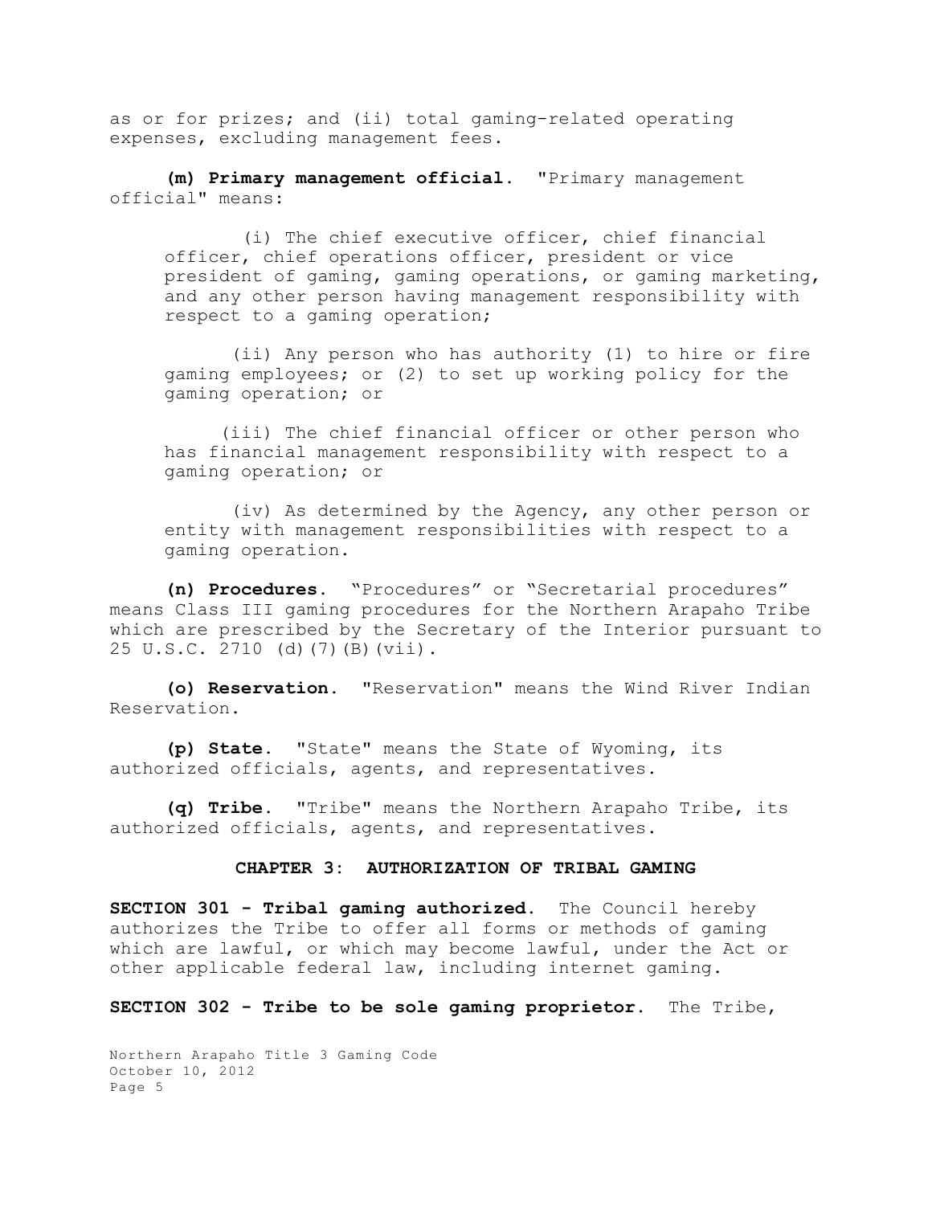as or for prizes; and (ii) total gaming-related operating expenses, excluding management fees.

**(m) Primary management official.** "Primary management official" means:

(i) The chief executive officer, chief financial officer, chief operations officer, president or vice president of gaming, gaming operations, or gaming marketing, and any other person having management responsibility with respect to a gaming operation;

(ii) Any person who has authority (1) to hire or fire gaming employees; or (2) to set up working policy for the gaming operation; or

(iii) The chief financial officer or other person who has financial management responsibility with respect to a gaming operation; or

(iv) As determined by the Agency, any other person or entity with management responsibilities with respect to a gaming operation.

**(n) Procedures.** "Procedures" or "Secretarial procedures" means Class III gaming procedures for the Northern Arapaho Tribe which are prescribed by the Secretary of the Interior pursuant to 25 U.S.C. 2710 (d)(7)(B)(vii).

**(o) Reservation.** "Reservation" means the Wind River Indian Reservation.

**(p) State.** "State" means the State of Wyoming, its authorized officials, agents, and representatives.

**(q) Tribe.** "Tribe" means the Northern Arapaho Tribe, its authorized officials, agents, and representatives.

## CHAPTER 3: AUTHORIZATION OF TRIBAL GAMING

**SECTION 301 - Tribal gaming authorized.** The Council hereby authorizes the Tribe to offer all forms or methods of gaming which are lawful, or which may become lawful, under the Act or other applicable federal law, including internet gaming.

**SECTION 302 - Tribe to be sole gaming proprietor.** The Tribe,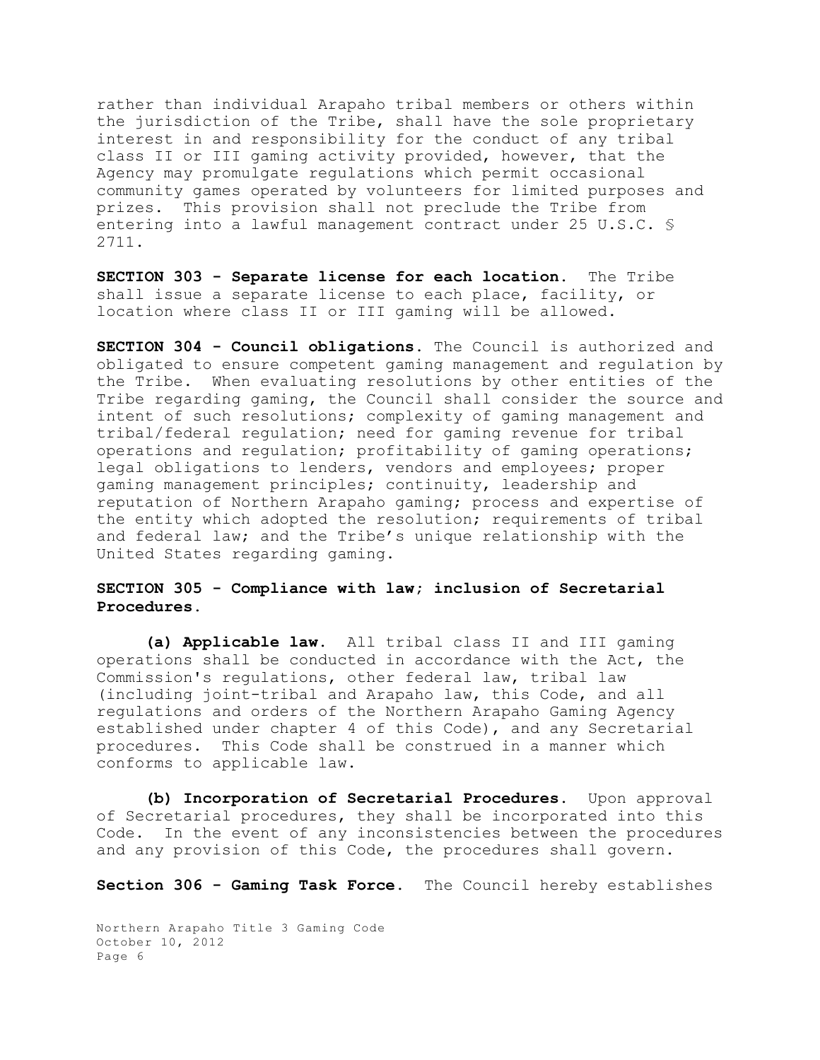rather than individual Arapaho tribal members or others within the jurisdiction of the Tribe, shall have the sole proprietary interest in and responsibility for the conduct of any tribal class II or III gaming activity provided, however, that the Agency may promulgate regulations which permit occasional community games operated by volunteers for limited purposes and prizes. This provision shall not preclude the Tribe from entering into a lawful management contract under 25 U.S.C. § 2711.

**SECTION 303 - Separate license for each location.** The Tribe shall issue a separate license to each place, facility, or location where class II or III gaming will be allowed.

**SECTION 304 - Council obligations.** The Council is authorized and obligated to ensure competent gaming management and regulation by the Tribe. When evaluating resolutions by other entities of the Tribe regarding gaming, the Council shall consider the source and intent of such resolutions; complexity of gaming management and tribal/federal regulation; need for gaming revenue for tribal operations and regulation; profitability of gaming operations; legal obligations to lenders, vendors and employees; proper gaming management principles; continuity, leadership and reputation of Northern Arapaho gaming; process and expertise of the entity which adopted the resolution; requirements of tribal and federal law; and the Tribe's unique relationship with the United States regarding gaming.

**SECTION 305 - Compliance with law; inclusion of Secretarial Procedures.**

**(a) Applicable law.** All tribal class II and III gaming operations shall be conducted in accordance with the Act, the Commission's regulations, other federal law, tribal law (including joint-tribal and Arapaho law, this Code, and all regulations and orders of the Northern Arapaho Gaming Agency established under chapter 4 of this Code), and any Secretarial procedures. This Code shall be construed in a manner which conforms to applicable law.

**(b) Incorporation of Secretarial Procedures.** Upon approval of Secretarial procedures, they shall be incorporated into this Code. In the event of any inconsistencies between the procedures and any provision of this Code, the procedures shall govern.

**Section 306 - Gaming Task Force.** The Council hereby establishes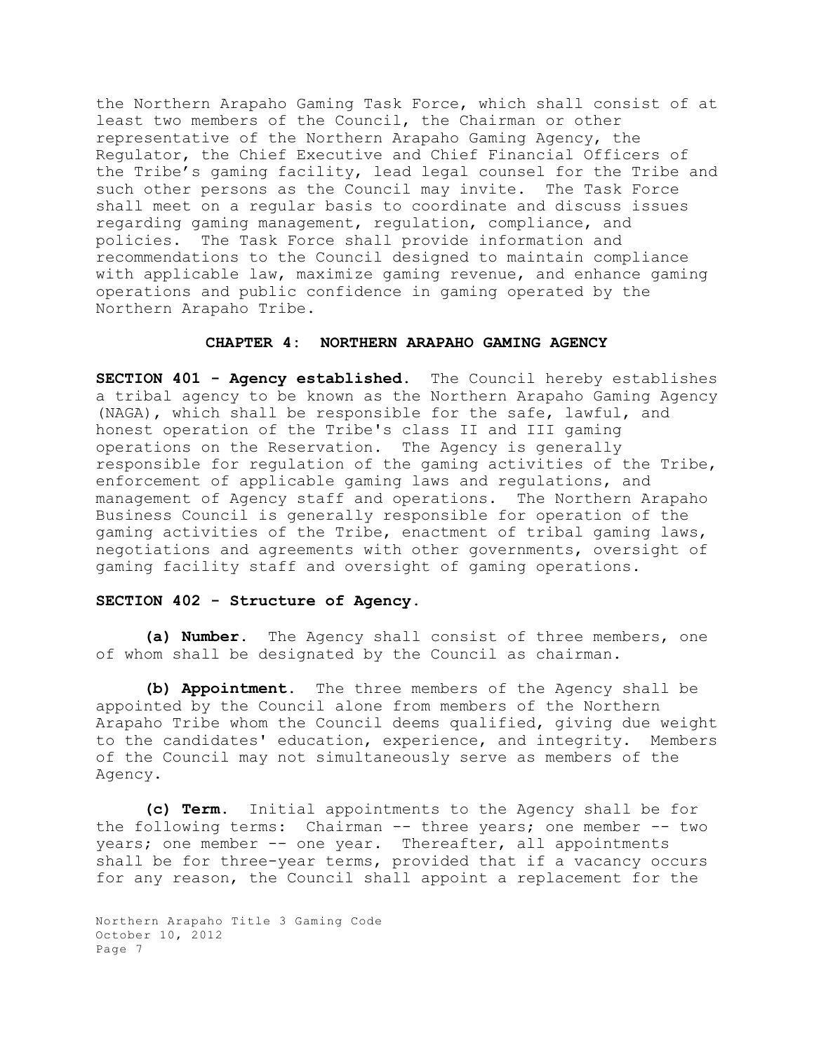the Northern Arapaho Gaming Task Force, which shall consist of at least two members of the Council, the Chairman or other representative of the Northern Arapaho Gaming Agency, the Regulator, the Chief Executive and Chief Financial Officers of the Tribe's gaming facility, lead legal counsel for the Tribe and such other persons as the Council may invite. The Task Force shall meet on a regular basis to coordinate and discuss issues regarding gaming management, regulation, compliance, and policies. The Task Force shall provide information and recommendations to the Council designed to maintain compliance with applicable law, maximize gaming revenue, and enhance gaming operations and public confidence in gaming operated by the Northern Arapaho Tribe.

## CHAPTER 4: NORTHERN ARAPAHO GAMING AGENCY

**SECTION 401 - Agency established.** The Council hereby establishes a tribal agency to be known as the Northern Arapaho Gaming Agency (NAGA), which shall be responsible for the safe, lawful, and honest operation of the Tribe's class II and III gaming operations on the Reservation. The Agency is generally responsible for regulation of the gaming activities of the Tribe, enforcement of applicable gaming laws and regulations, and management of Agency staff and operations. The Northern Arapaho Business Council is generally responsible for operation of the gaming activities of the Tribe, enactment of tribal gaming laws, negotiations and agreements with other governments, oversight of gaming facility staff and oversight of gaming operations.

**SECTION 402 - Structure of Agency.**

**(a) Number.** The Agency shall consist of three members, one of whom shall be designated by the Council as chairman.

**(b) Appointment.** The three members of the Agency shall be appointed by the Council alone from members of the Northern Arapaho Tribe whom the Council deems qualified, giving due weight to the candidates' education, experience, and integrity. Members of the Council may not simultaneously serve as members of the Agency.

**(c) Term.** Initial appointments to the Agency shall be for the following terms: Chairman -- three years; one member -- two years; one member -- one year. Thereafter, all appointments shall be for three-year terms, provided that if a vacancy occurs for any reason, the Council shall appoint a replacement for the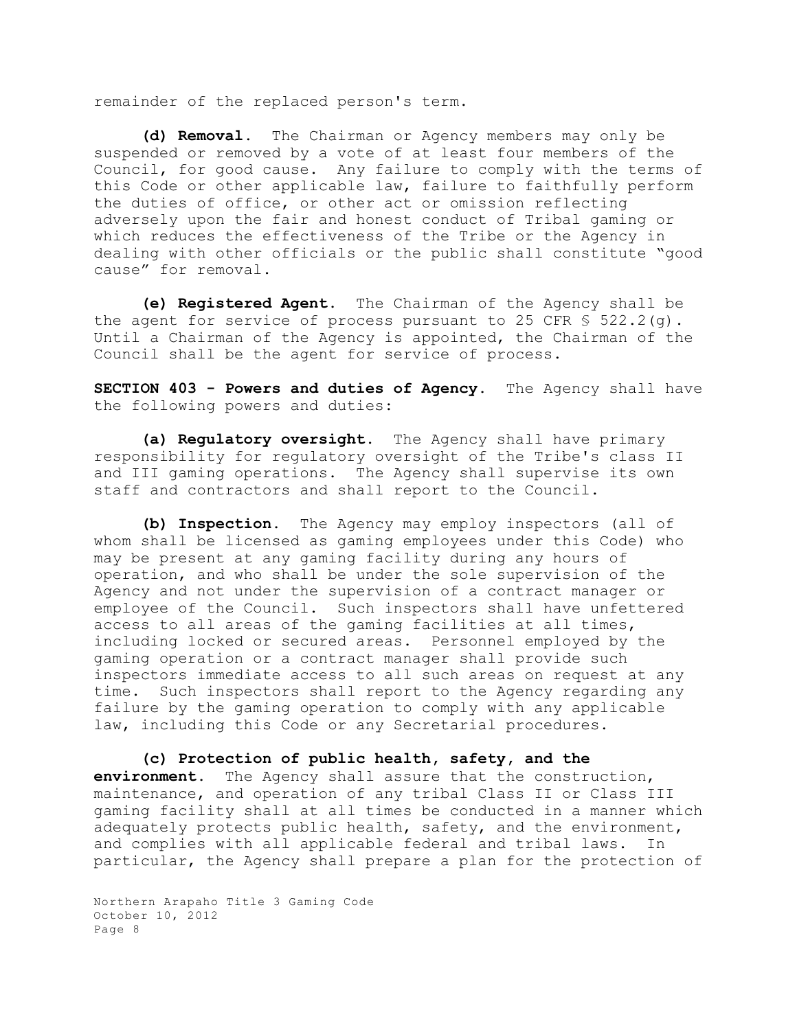remainder of the replaced person's term.

**(d) Removal.** The Chairman or Agency members may only be suspended or removed by a vote of at least four members of the Council, for good cause. Any failure to comply with the terms of this Code or other applicable law, failure to faithfully perform the duties of office, or other act or omission reflecting adversely upon the fair and honest conduct of Tribal gaming or which reduces the effectiveness of the Tribe or the Agency in dealing with other officials or the public shall constitute "good cause" for removal.

**(e) Registered Agent.** The Chairman of the Agency shall be the agent for service of process pursuant to 25 CFR § 522.2(g). Until a Chairman of the Agency is appointed, the Chairman of the Council shall be the agent for service of process.

**SECTION 403 - Powers and duties of Agency.** The Agency shall have the following powers and duties:

**(a) Regulatory oversight.** The Agency shall have primary responsibility for regulatory oversight of the Tribe's class II and III gaming operations. The Agency shall supervise its own staff and contractors and shall report to the Council.

**(b) Inspection.** The Agency may employ inspectors (all of whom shall be licensed as gaming employees under this Code) who may be present at any gaming facility during any hours of operation, and who shall be under the sole supervision of the Agency and not under the supervision of a contract manager or employee of the Council. Such inspectors shall have unfettered access to all areas of the gaming facilities at all times, including locked or secured areas. Personnel employed by the gaming operation or a contract manager shall provide such inspectors immediate access to all such areas on request at any time. Such inspectors shall report to the Agency regarding any failure by the gaming operation to comply with any applicable law, including this Code or any Secretarial procedures.

**(c) Protection of public health, safety, and the environment.** The Agency shall assure that the construction, maintenance, and operation of any tribal Class II or Class III gaming facility shall at all times be conducted in a manner which adequately protects public health, safety, and the environment, and complies with all applicable federal and tribal laws. In particular, the Agency shall prepare a plan for the protection of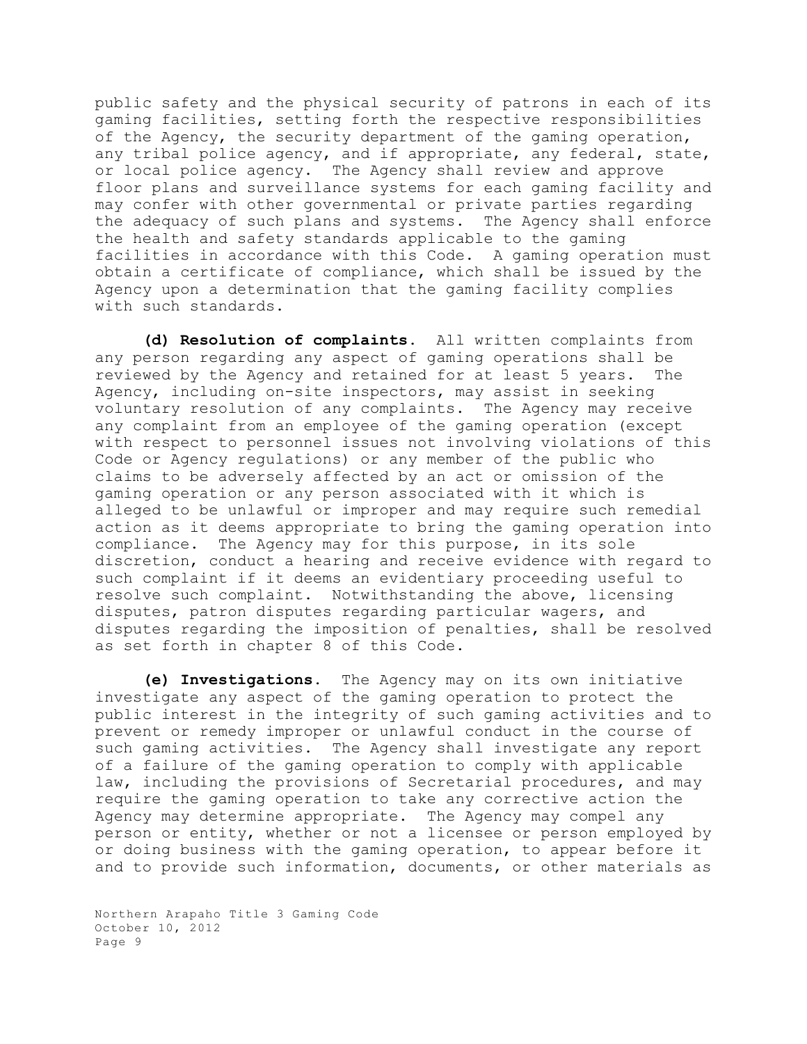public safety and the physical security of patrons in each of its gaming facilities, setting forth the respective responsibilities of the Agency, the security department of the gaming operation, any tribal police agency, and if appropriate, any federal, state, or local police agency. The Agency shall review and approve floor plans and surveillance systems for each gaming facility and may confer with other governmental or private parties regarding the adequacy of such plans and systems. The Agency shall enforce the health and safety standards applicable to the gaming facilities in accordance with this Code. A gaming operation must obtain a certificate of compliance, which shall be issued by the Agency upon a determination that the gaming facility complies with such standards.

**(d) Resolution of complaints.** All written complaints from any person regarding any aspect of gaming operations shall be reviewed by the Agency and retained for at least 5 years. The Agency, including on-site inspectors, may assist in seeking voluntary resolution of any complaints. The Agency may receive any complaint from an employee of the gaming operation (except with respect to personnel issues not involving violations of this Code or Agency regulations) or any member of the public who claims to be adversely affected by an act or omission of the gaming operation or any person associated with it which is alleged to be unlawful or improper and may require such remedial action as it deems appropriate to bring the gaming operation into compliance. The Agency may for this purpose, in its sole discretion, conduct a hearing and receive evidence with regard to such complaint if it deems an evidentiary proceeding useful to resolve such complaint. Notwithstanding the above, licensing disputes, patron disputes regarding particular wagers, and disputes regarding the imposition of penalties, shall be resolved as set forth in chapter 8 of this Code.

**(e) Investigations.** The Agency may on its own initiative investigate any aspect of the gaming operation to protect the public interest in the integrity of such gaming activities and to prevent or remedy improper or unlawful conduct in the course of such gaming activities. The Agency shall investigate any report of a failure of the gaming operation to comply with applicable law, including the provisions of Secretarial procedures, and may require the gaming operation to take any corrective action the Agency may determine appropriate. The Agency may compel any person or entity, whether or not a licensee or person employed by or doing business with the gaming operation, to appear before it and to provide such information, documents, or other materials as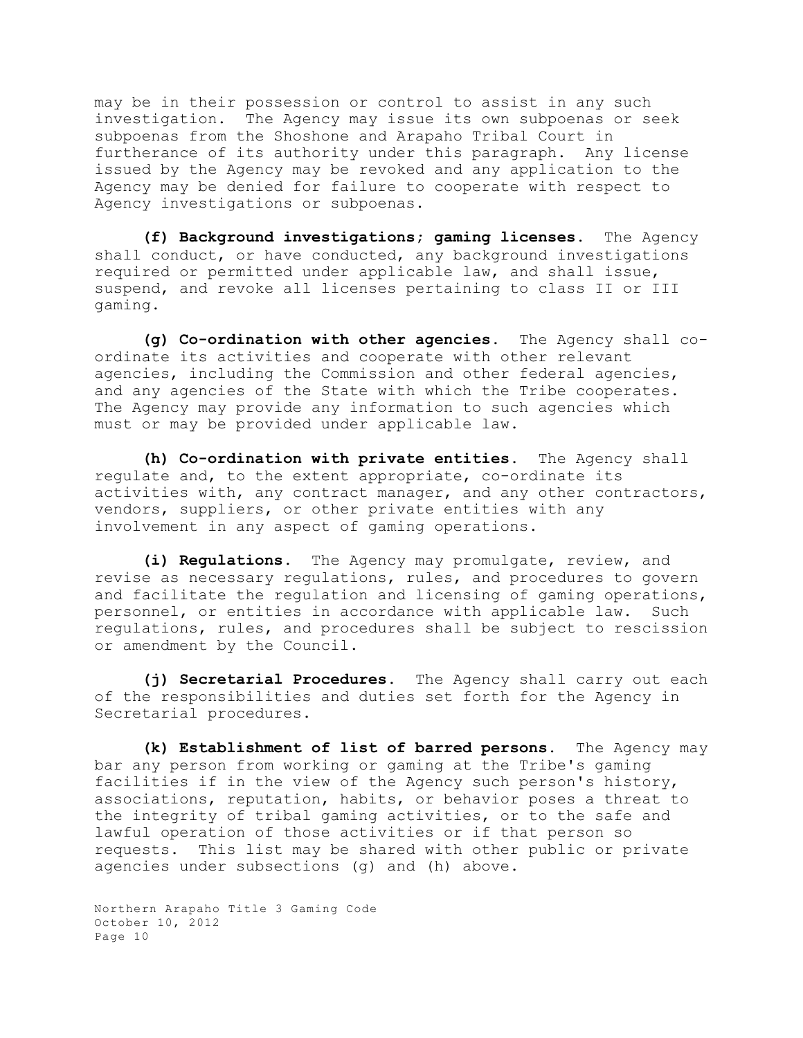may be in their possession or control to assist in any such investigation. The Agency may issue its own subpoenas or seek subpoenas from the Shoshone and Arapaho Tribal Court in furtherance of its authority under this paragraph. Any license issued by the Agency may be revoked and any application to the Agency may be denied for failure to cooperate with respect to Agency investigations or subpoenas.

**(f) Background investigations; gaming licenses.** The Agency shall conduct, or have conducted, any background investigations required or permitted under applicable law, and shall issue, suspend, and revoke all licenses pertaining to class II or III gaming.

**(g) Co-ordination with other agencies.** The Agency shall co-ordinate its activities and cooperate with other relevant agencies, including the Commission and other federal agencies, and any agencies of the State with which the Tribe cooperates. The Agency may provide any information to such agencies which must or may be provided under applicable law.

**(h) Co-ordination with private entities.** The Agency shall regulate and, to the extent appropriate, co-ordinate its activities with, any contract manager, and any other contractors, vendors, suppliers, or other private entities with any involvement in any aspect of gaming operations.

**(i) Regulations.** The Agency may promulgate, review, and revise as necessary regulations, rules, and procedures to govern and facilitate the regulation and licensing of gaming operations, personnel, or entities in accordance with applicable law. Such regulations, rules, and procedures shall be subject to rescission or amendment by the Council.

**(j) Secretarial Procedures.** The Agency shall carry out each of the responsibilities and duties set forth for the Agency in Secretarial procedures.

**(k) Establishment of list of barred persons.** The Agency may bar any person from working or gaming at the Tribe's gaming facilities if in the view of the Agency such person's history, associations, reputation, habits, or behavior poses a threat to the integrity of tribal gaming activities, or to the safe and lawful operation of those activities or if that person so requests. This list may be shared with other public or private agencies under subsections (g) and (h) above.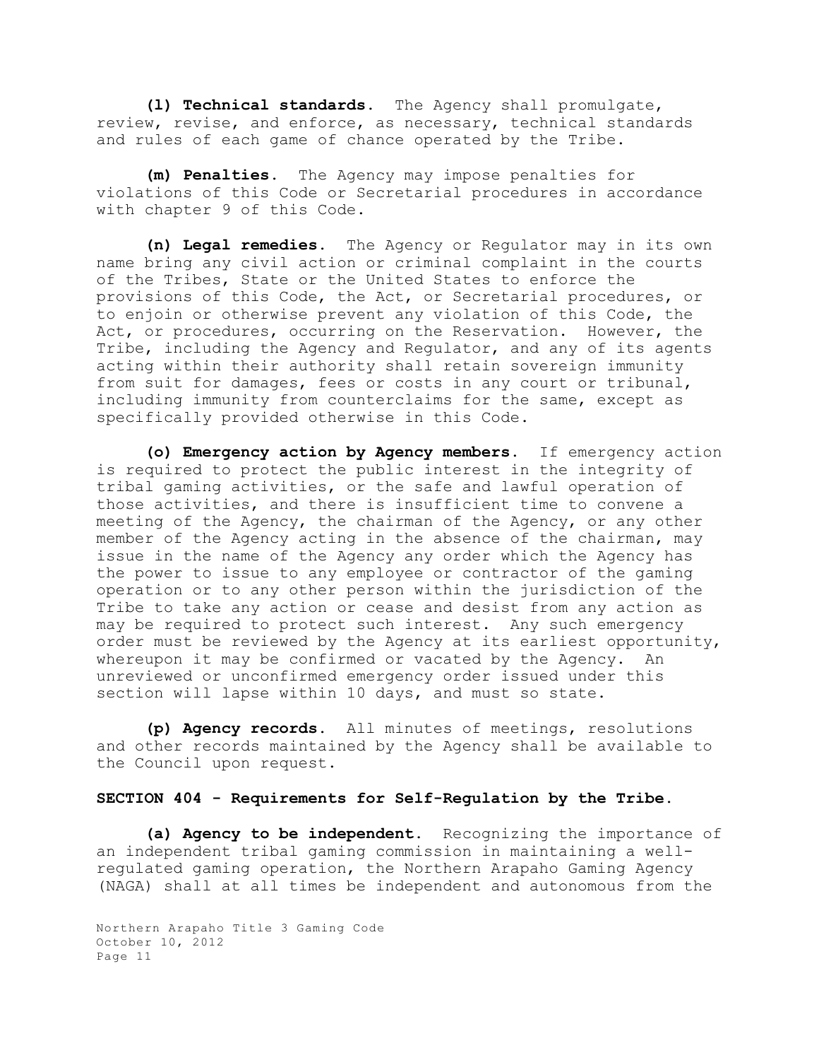**(l) Technical standards.** The Agency shall promulgate, review, revise, and enforce, as necessary, technical standards and rules of each game of chance operated by the Tribe.

**(m) Penalties.** The Agency may impose penalties for violations of this Code or Secretarial procedures in accordance with chapter 9 of this Code.

**(n) Legal remedies.** The Agency or Regulator may in its own name bring any civil action or criminal complaint in the courts of the Tribes, State or the United States to enforce the provisions of this Code, the Act, or Secretarial procedures, or to enjoin or otherwise prevent any violation of this Code, the Act, or procedures, occurring on the Reservation. However, the Tribe, including the Agency and Regulator, and any of its agents acting within their authority shall retain sovereign immunity from suit for damages, fees or costs in any court or tribunal, including immunity from counterclaims for the same, except as specifically provided otherwise in this Code.

**(o) Emergency action by Agency members.** If emergency action is required to protect the public interest in the integrity of tribal gaming activities, or the safe and lawful operation of those activities, and there is insufficient time to convene a meeting of the Agency, the chairman of the Agency, or any other member of the Agency acting in the absence of the chairman, may issue in the name of the Agency any order which the Agency has the power to issue to any employee or contractor of the gaming operation or to any other person within the jurisdiction of the Tribe to take any action or cease and desist from any action as may be required to protect such interest. Any such emergency order must be reviewed by the Agency at its earliest opportunity, whereupon it may be confirmed or vacated by the Agency. An unreviewed or unconfirmed emergency order issued under this section will lapse within 10 days, and must so state.

**(p) Agency records.** All minutes of meetings, resolutions and other records maintained by the Agency shall be available to the Council upon request.

### SECTION 404 - Requirements for Self-Regulation by the Tribe.

**(a) Agency to be independent.** Recognizing the importance of an independent tribal gaming commission in maintaining a well-regulated gaming operation, the Northern Arapaho Gaming Agency (NAGA) shall at all times be independent and autonomous from the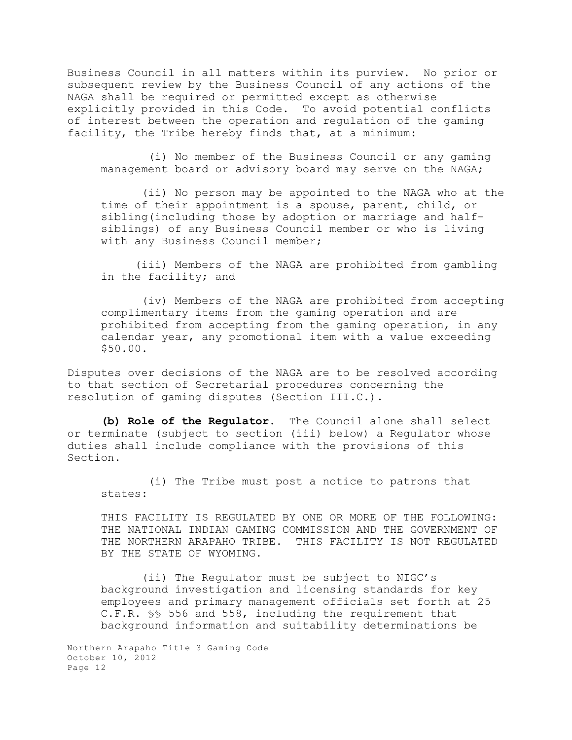Business Council in all matters within its purview. No prior or subsequent review by the Business Council of any actions of the NAGA shall be required or permitted except as otherwise explicitly provided in this Code. To avoid potential conflicts of interest between the operation and regulation of the gaming facility, the Tribe hereby finds that, at a minimum:

(i) No member of the Business Council or any gaming management board or advisory board may serve on the NAGA;

(ii) No person may be appointed to the NAGA who at the time of their appointment is a spouse, parent, child, or sibling(including those by adoption or marriage and half-siblings) of any Business Council member or who is living with any Business Council member;

(iii) Members of the NAGA are prohibited from gambling in the facility; and

(iv) Members of the NAGA are prohibited from accepting complimentary items from the gaming operation and are prohibited from accepting from the gaming operation, in any calendar year, any promotional item with a value exceeding $50.00.

Disputes over decisions of the NAGA are to be resolved according to that section of Secretarial procedures concerning the resolution of gaming disputes (Section III.C.).

**(b) Role of the Regulator.** The Council alone shall select or terminate (subject to section (iii) below) a Regulator whose duties shall include compliance with the provisions of this Section.

(i) The Tribe must post a notice to patrons that states:

THIS FACILITY IS REGULATED BY ONE OR MORE OF THE FOLLOWING: THE NATIONAL INDIAN GAMING COMMISSION AND THE GOVERNMENT OF THE NORTHERN ARAPAHO TRIBE. THIS FACILITY IS NOT REGULATED BY THE STATE OF WYOMING.

(ii) The Regulator must be subject to NIGC's background investigation and licensing standards for key employees and primary management officials set forth at 25 C.F.R. §§ 556 and 558, including the requirement that background information and suitability determinations be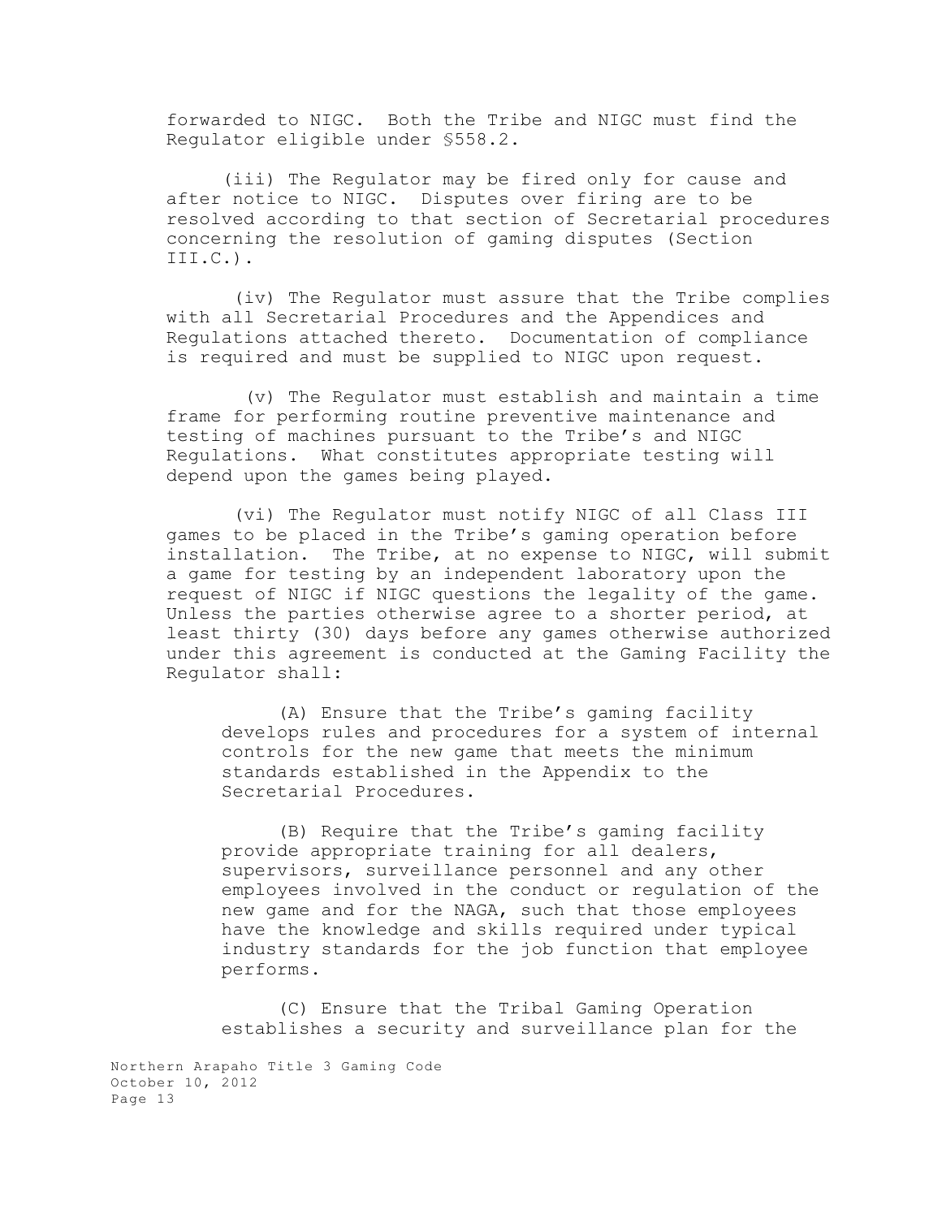forwarded to NIGC. Both the Tribe and NIGC must find the Regulator eligible under §558.2.

(iii) The Regulator may be fired only for cause and after notice to NIGC. Disputes over firing are to be resolved according to that section of Secretarial procedures concerning the resolution of gaming disputes (Section III.C.).

(iv) The Regulator must assure that the Tribe complies with all Secretarial Procedures and the Appendices and Regulations attached thereto. Documentation of compliance is required and must be supplied to NIGC upon request.

(v) The Regulator must establish and maintain a time frame for performing routine preventive maintenance and testing of machines pursuant to the Tribe's and NIGC Regulations. What constitutes appropriate testing will depend upon the games being played.

(vi) The Regulator must notify NIGC of all Class III games to be placed in the Tribe's gaming operation before installation. The Tribe, at no expense to NIGC, will submit a game for testing by an independent laboratory upon the request of NIGC if NIGC questions the legality of the game. Unless the parties otherwise agree to a shorter period, at least thirty (30) days before any games otherwise authorized under this agreement is conducted at the Gaming Facility the Regulator shall:

(A) Ensure that the Tribe's gaming facility develops rules and procedures for a system of internal controls for the new game that meets the minimum standards established in the Appendix to the Secretarial Procedures.

(B) Require that the Tribe's gaming facility provide appropriate training for all dealers, supervisors, surveillance personnel and any other employees involved in the conduct or regulation of the new game and for the NAGA, such that those employees have the knowledge and skills required under typical industry standards for the job function that employee performs.

(C) Ensure that the Tribal Gaming Operation establishes a security and surveillance plan for the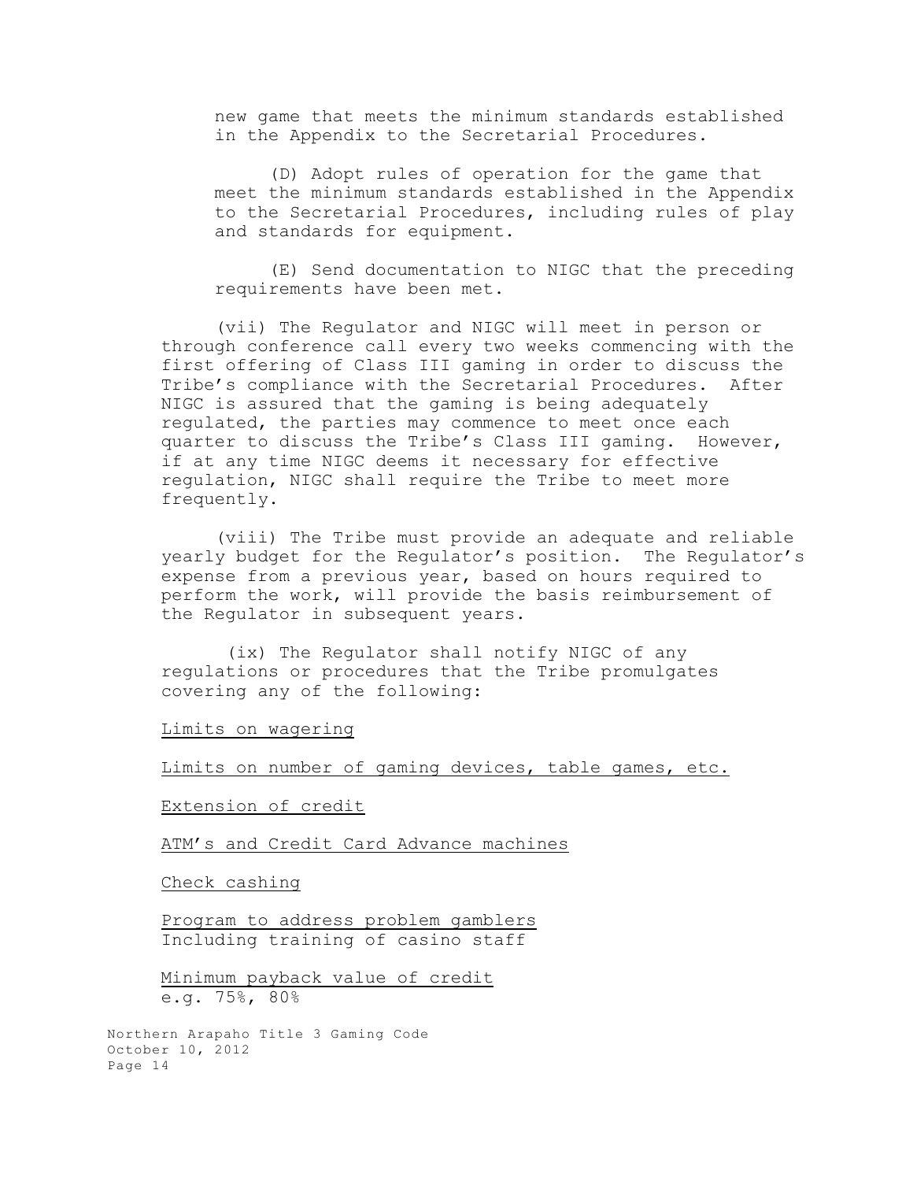new game that meets the minimum standards established in the Appendix to the Secretarial Procedures.

(D) Adopt rules of operation for the game that meet the minimum standards established in the Appendix to the Secretarial Procedures, including rules of play and standards for equipment.

(E) Send documentation to NIGC that the preceding requirements have been met.

(vii) The Regulator and NIGC will meet in person or through conference call every two weeks commencing with the first offering of Class III gaming in order to discuss the Tribe's compliance with the Secretarial Procedures. After NIGC is assured that the gaming is being adequately regulated, the parties may commence to meet once each quarter to discuss the Tribe's Class III gaming. However, if at any time NIGC deems it necessary for effective regulation, NIGC shall require the Tribe to meet more frequently.

(viii) The Tribe must provide an adequate and reliable yearly budget for the Regulator's position. The Regulator's expense from a previous year, based on hours required to perform the work, will provide the basis reimbursement of the Regulator in subsequent years.

(ix) The Regulator shall notify NIGC of any regulations or procedures that the Tribe promulgates covering any of the following:

<u>Limits on wagering</u>

<u>Limits on number of gaming devices, table games, etc.</u>

<u>Extension of credit</u>

<u>ATM's and Credit Card Advance machines</u>

<u>Check cashing</u>

<u>Program to address problem gamblers</u>
Including training of casino staff

<u>Minimum payback value of credit</u>
e.g. 75%, 80%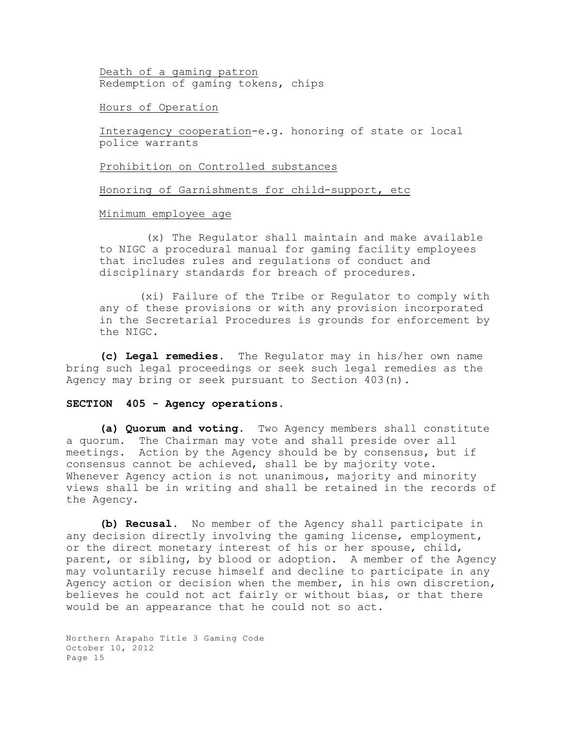<u>Death of a gaming patron</u>
Redemption of gaming tokens, chips

<u>Hours of Operation</u>

<u>Interagency cooperation</u>-e.g. honoring of state or local police warrants

<u>Prohibition on Controlled substances</u>

<u>Honoring of Garnishments for child-support, etc</u>

<u>Minimum employee age</u>

(x) The Regulator shall maintain and make available to NIGC a procedural manual for gaming facility employees that includes rules and regulations of conduct and disciplinary standards for breach of procedures.

(xi) Failure of the Tribe or Regulator to comply with any of these provisions or with any provision incorporated in the Secretarial Procedures is grounds for enforcement by the NIGC.

**(c) Legal remedies.** The Regulator may in his/her own name bring such legal proceedings or seek such legal remedies as the Agency may bring or seek pursuant to Section 403(n).

**SECTION 405 - Agency operations.**

**(a) Quorum and voting.** Two Agency members shall constitute a quorum. The Chairman may vote and shall preside over all meetings. Action by the Agency should be by consensus, but if consensus cannot be achieved, shall be by majority vote. Whenever Agency action is not unanimous, majority and minority views shall be in writing and shall be retained in the records of the Agency.

**(b) Recusal.** No member of the Agency shall participate in any decision directly involving the gaming license, employment, or the direct monetary interest of his or her spouse, child, parent, or sibling, by blood or adoption. A member of the Agency may voluntarily recuse himself and decline to participate in any Agency action or decision when the member, in his own discretion, believes he could not act fairly or without bias, or that there would be an appearance that he could not so act.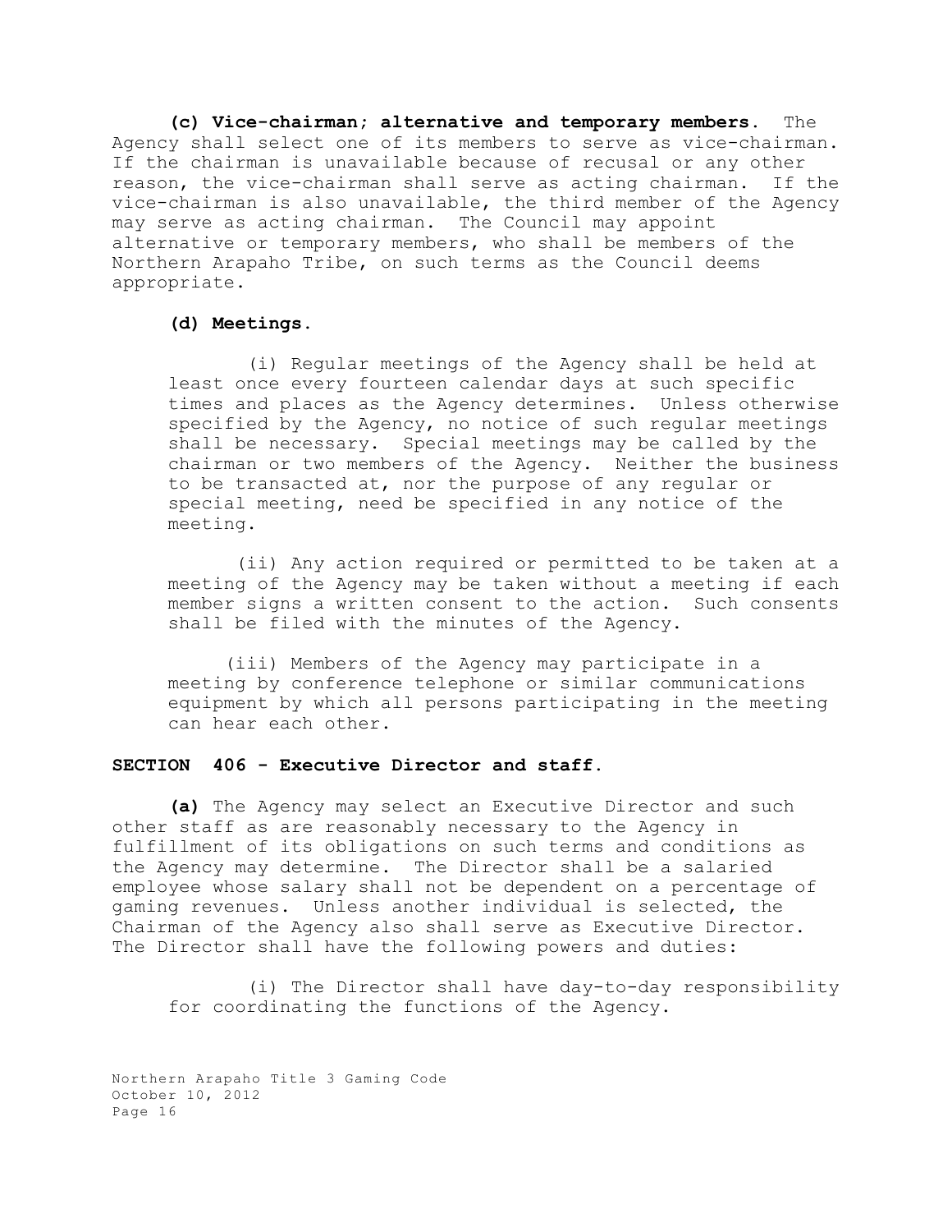**(c) Vice-chairman; alternative and temporary members.** The Agency shall select one of its members to serve as vice-chairman. If the chairman is unavailable because of recusal or any other reason, the vice-chairman shall serve as acting chairman. If the vice-chairman is also unavailable, the third member of the Agency may serve as acting chairman. The Council may appoint alternative or temporary members, who shall be members of the Northern Arapaho Tribe, on such terms as the Council deems appropriate.

**(d) Meetings.**

(i) Regular meetings of the Agency shall be held at least once every fourteen calendar days at such specific times and places as the Agency determines. Unless otherwise specified by the Agency, no notice of such regular meetings shall be necessary. Special meetings may be called by the chairman or two members of the Agency. Neither the business to be transacted at, nor the purpose of any regular or special meeting, need be specified in any notice of the meeting.

(ii) Any action required or permitted to be taken at a meeting of the Agency may be taken without a meeting if each member signs a written consent to the action. Such consents shall be filed with the minutes of the Agency.

(iii) Members of the Agency may participate in a meeting by conference telephone or similar communications equipment by which all persons participating in the meeting can hear each other.

**SECTION 406 - Executive Director and staff.**

**(a)** The Agency may select an Executive Director and such other staff as are reasonably necessary to the Agency in fulfillment of its obligations on such terms and conditions as the Agency may determine. The Director shall be a salaried employee whose salary shall not be dependent on a percentage of gaming revenues. Unless another individual is selected, the Chairman of the Agency also shall serve as Executive Director. The Director shall have the following powers and duties:

(i) The Director shall have day-to-day responsibility for coordinating the functions of the Agency.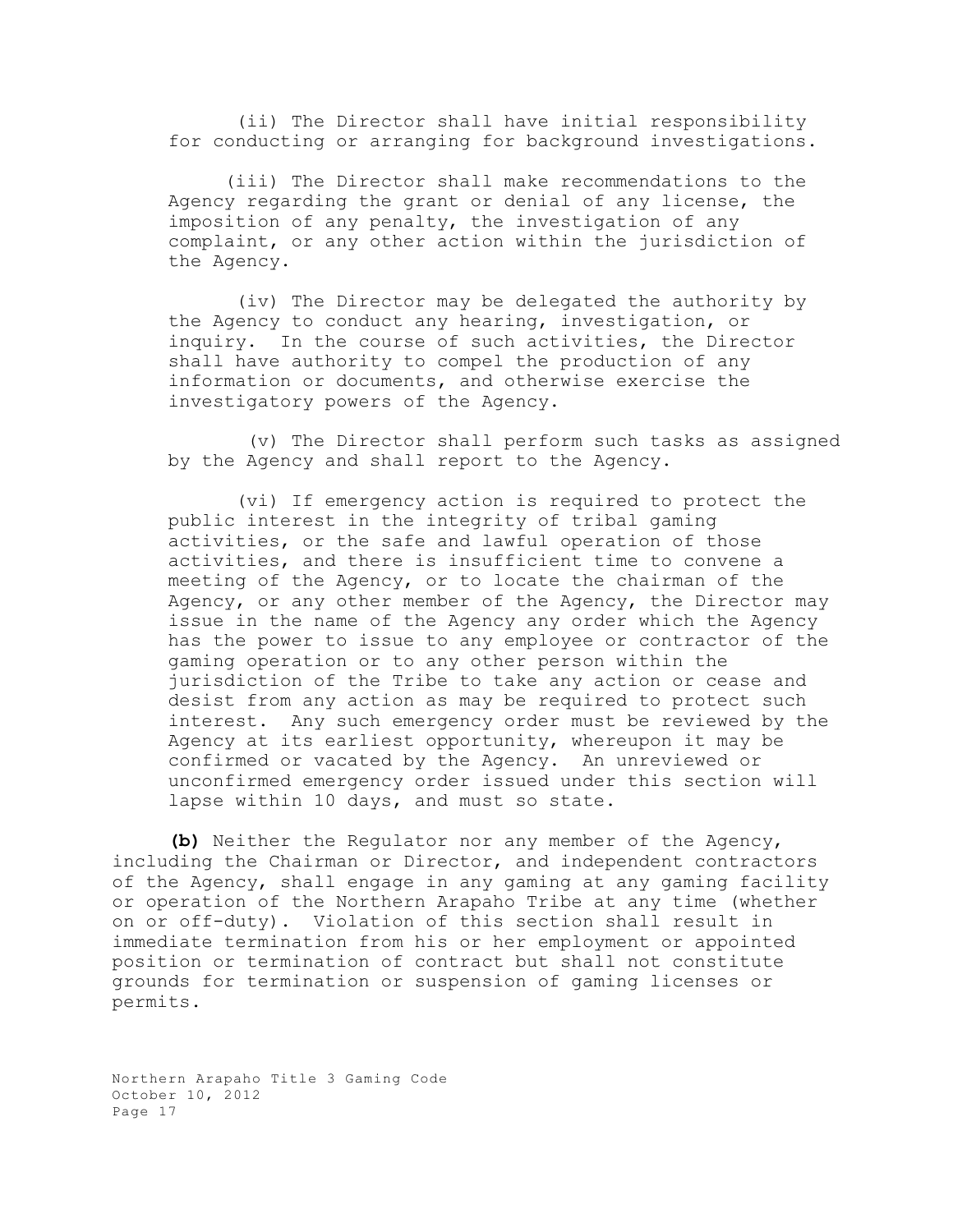(ii) The Director shall have initial responsibility for conducting or arranging for background investigations.

(iii) The Director shall make recommendations to the Agency regarding the grant or denial of any license, the imposition of any penalty, the investigation of any complaint, or any other action within the jurisdiction of the Agency.

(iv) The Director may be delegated the authority by the Agency to conduct any hearing, investigation, or inquiry. In the course of such activities, the Director shall have authority to compel the production of any information or documents, and otherwise exercise the investigatory powers of the Agency.

(v) The Director shall perform such tasks as assigned by the Agency and shall report to the Agency.

(vi) If emergency action is required to protect the public interest in the integrity of tribal gaming activities, or the safe and lawful operation of those activities, and there is insufficient time to convene a meeting of the Agency, or to locate the chairman of the Agency, or any other member of the Agency, the Director may issue in the name of the Agency any order which the Agency has the power to issue to any employee or contractor of the gaming operation or to any other person within the jurisdiction of the Tribe to take any action or cease and desist from any action as may be required to protect such interest. Any such emergency order must be reviewed by the Agency at its earliest opportunity, whereupon it may be confirmed or vacated by the Agency. An unreviewed or unconfirmed emergency order issued under this section will lapse within 10 days, and must so state.

**(b)** Neither the Regulator nor any member of the Agency, including the Chairman or Director, and independent contractors of the Agency, shall engage in any gaming at any gaming facility or operation of the Northern Arapaho Tribe at any time (whether on or off-duty). Violation of this section shall result in immediate termination from his or her employment or appointed position or termination of contract but shall not constitute grounds for termination or suspension of gaming licenses or permits.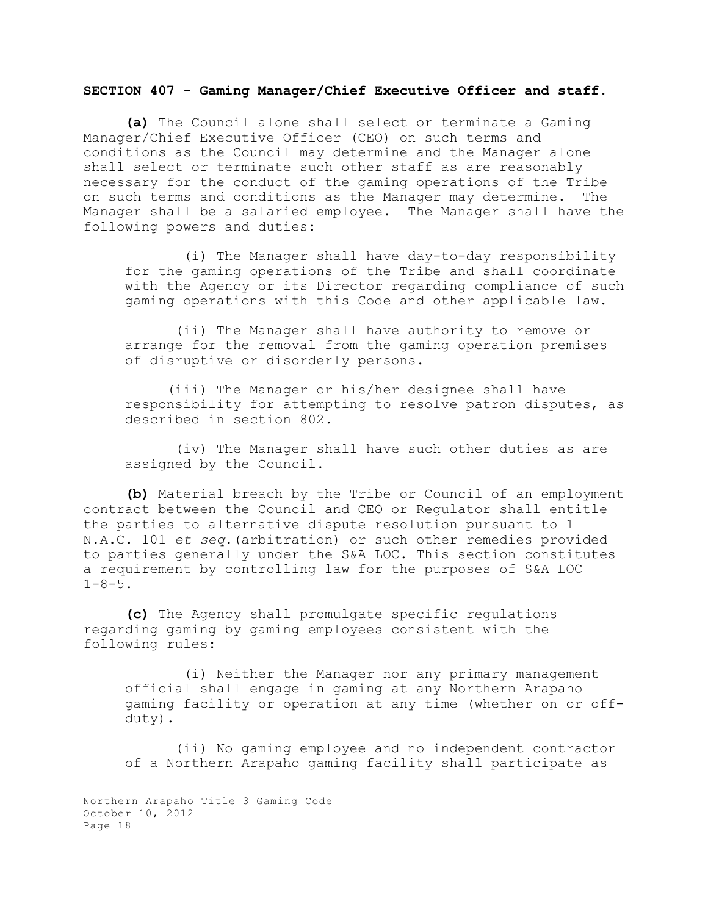**SECTION 407 - Gaming Manager/Chief Executive Officer and staff.**

**(a)** The Council alone shall select or terminate a Gaming Manager/Chief Executive Officer (CEO) on such terms and conditions as the Council may determine and the Manager alone shall select or terminate such other staff as are reasonably necessary for the conduct of the gaming operations of the Tribe on such terms and conditions as the Manager may determine. The Manager shall be a salaried employee. The Manager shall have the following powers and duties:

(i) The Manager shall have day-to-day responsibility for the gaming operations of the Tribe and shall coordinate with the Agency or its Director regarding compliance of such gaming operations with this Code and other applicable law.

(ii) The Manager shall have authority to remove or arrange for the removal from the gaming operation premises of disruptive or disorderly persons.

(iii) The Manager or his/her designee shall have responsibility for attempting to resolve patron disputes, as described in section 802.

(iv) The Manager shall have such other duties as are assigned by the Council.

**(b)** Material breach by the Tribe or Council of an employment contract between the Council and CEO or Regulator shall entitle the parties to alternative dispute resolution pursuant to 1 N.A.C. 101 *et seq*.(arbitration) or such other remedies provided to parties generally under the S&A LOC. This section constitutes a requirement by controlling law for the purposes of S&A LOC 1-8-5.

**(c)** The Agency shall promulgate specific regulations regarding gaming by gaming employees consistent with the following rules:

(i) Neither the Manager nor any primary management official shall engage in gaming at any Northern Arapaho gaming facility or operation at any time (whether on or off-duty).

(ii) No gaming employee and no independent contractor of a Northern Arapaho gaming facility shall participate as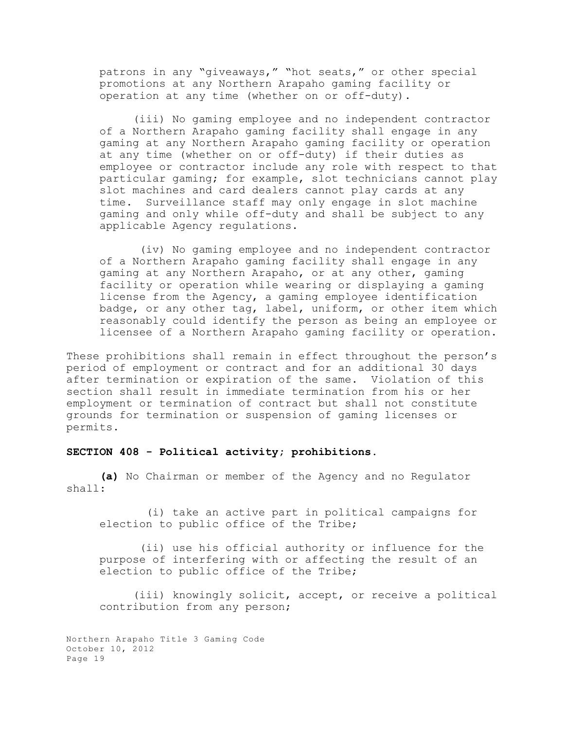patrons in any "giveaways," "hot seats," or other special promotions at any Northern Arapaho gaming facility or operation at any time (whether on or off-duty).

(iii) No gaming employee and no independent contractor of a Northern Arapaho gaming facility shall engage in any gaming at any Northern Arapaho gaming facility or operation at any time (whether on or off-duty) if their duties as employee or contractor include any role with respect to that particular gaming; for example, slot technicians cannot play slot machines and card dealers cannot play cards at any time. Surveillance staff may only engage in slot machine gaming and only while off-duty and shall be subject to any applicable Agency regulations.

(iv) No gaming employee and no independent contractor of a Northern Arapaho gaming facility shall engage in any gaming at any Northern Arapaho, or at any other, gaming facility or operation while wearing or displaying a gaming license from the Agency, a gaming employee identification badge, or any other tag, label, uniform, or other item which reasonably could identify the person as being an employee or licensee of a Northern Arapaho gaming facility or operation.

These prohibitions shall remain in effect throughout the person's period of employment or contract and for an additional 30 days after termination or expiration of the same. Violation of this section shall result in immediate termination from his or her employment or termination of contract but shall not constitute grounds for termination or suspension of gaming licenses or permits.

**SECTION 408 - Political activity; prohibitions.**

**(a)** No Chairman or member of the Agency and no Regulator shall:

(i) take an active part in political campaigns for election to public office of the Tribe;

(ii) use his official authority or influence for the purpose of interfering with or affecting the result of an election to public office of the Tribe;

(iii) knowingly solicit, accept, or receive a political contribution from any person;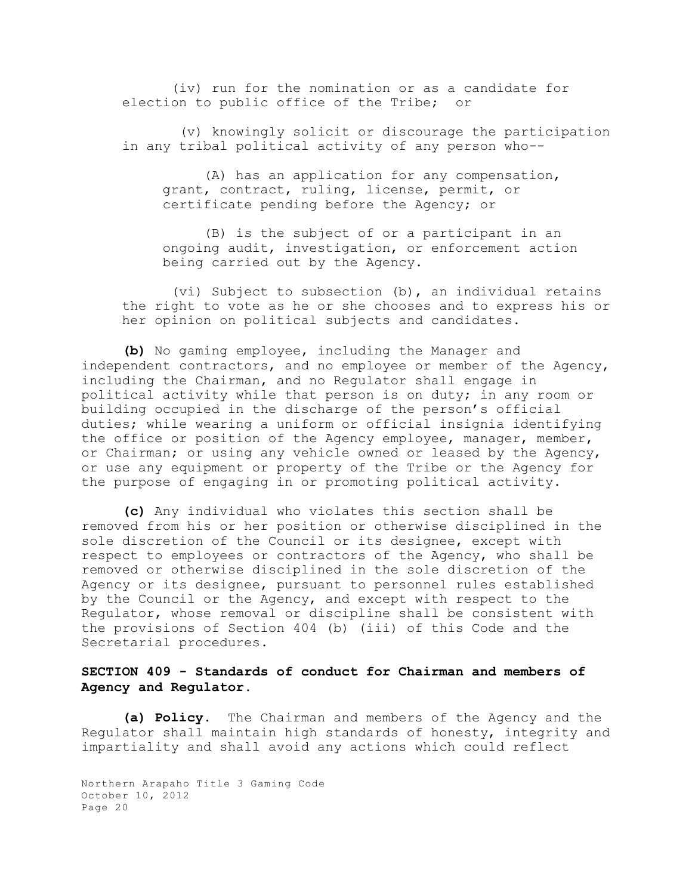(iv) run for the nomination or as a candidate for election to public office of the Tribe; or

(v) knowingly solicit or discourage the participation in any tribal political activity of any person who--

(A) has an application for any compensation, grant, contract, ruling, license, permit, or certificate pending before the Agency; or

(B) is the subject of or a participant in an ongoing audit, investigation, or enforcement action being carried out by the Agency.

(vi) Subject to subsection (b), an individual retains the right to vote as he or she chooses and to express his or her opinion on political subjects and candidates.

**(b)** No gaming employee, including the Manager and independent contractors, and no employee or member of the Agency, including the Chairman, and no Regulator shall engage in political activity while that person is on duty; in any room or building occupied in the discharge of the person's official duties; while wearing a uniform or official insignia identifying the office or position of the Agency employee, manager, member, or Chairman; or using any vehicle owned or leased by the Agency, or use any equipment or property of the Tribe or the Agency for the purpose of engaging in or promoting political activity.

**(c)** Any individual who violates this section shall be removed from his or her position or otherwise disciplined in the sole discretion of the Council or its designee, except with respect to employees or contractors of the Agency, who shall be removed or otherwise disciplined in the sole discretion of the Agency or its designee, pursuant to personnel rules established by the Council or the Agency, and except with respect to the Regulator, whose removal or discipline shall be consistent with the provisions of Section 404 (b) (iii) of this Code and the Secretarial procedures.

**SECTION 409 - Standards of conduct for Chairman and members of Agency and Regulator.**

**(a) Policy.** The Chairman and members of the Agency and the Regulator shall maintain high standards of honesty, integrity and impartiality and shall avoid any actions which could reflect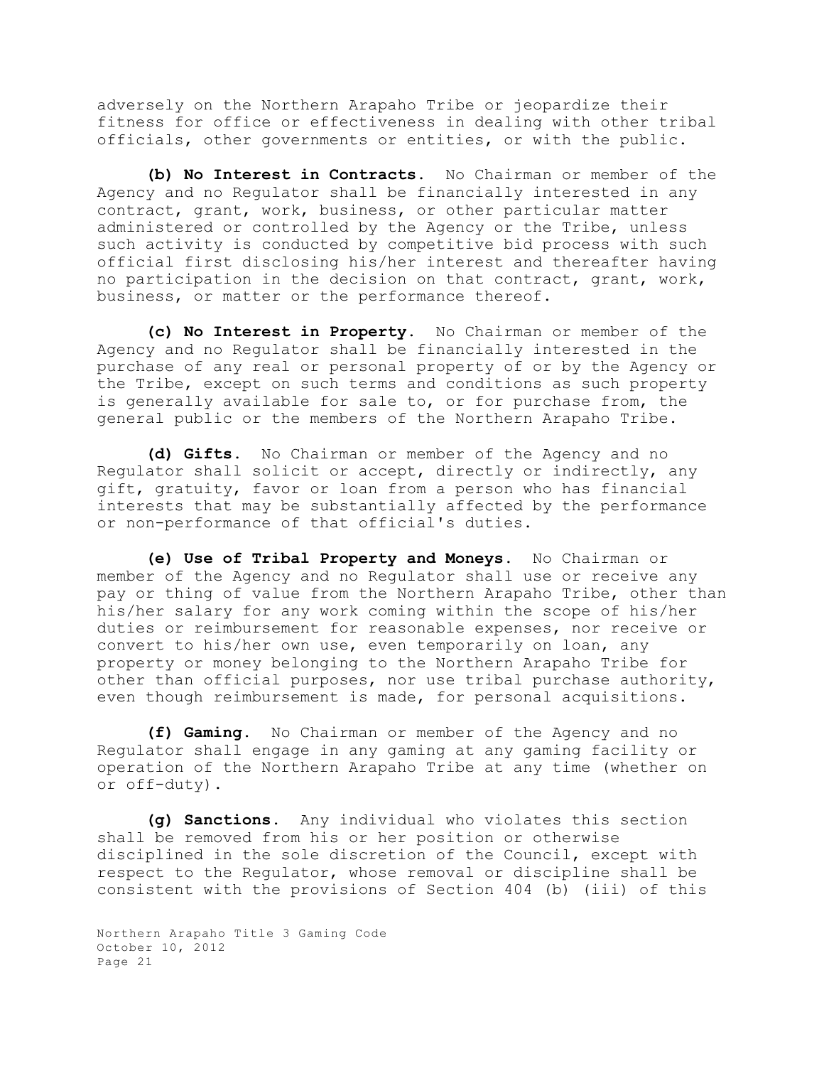adversely on the Northern Arapaho Tribe or jeopardize their fitness for office or effectiveness in dealing with other tribal officials, other governments or entities, or with the public.

**(b) No Interest in Contracts.** No Chairman or member of the Agency and no Regulator shall be financially interested in any contract, grant, work, business, or other particular matter administered or controlled by the Agency or the Tribe, unless such activity is conducted by competitive bid process with such official first disclosing his/her interest and thereafter having no participation in the decision on that contract, grant, work, business, or matter or the performance thereof.

**(c) No Interest in Property.** No Chairman or member of the Agency and no Regulator shall be financially interested in the purchase of any real or personal property of or by the Agency or the Tribe, except on such terms and conditions as such property is generally available for sale to, or for purchase from, the general public or the members of the Northern Arapaho Tribe.

**(d) Gifts.** No Chairman or member of the Agency and no Regulator shall solicit or accept, directly or indirectly, any gift, gratuity, favor or loan from a person who has financial interests that may be substantially affected by the performance or non-performance of that official's duties.

**(e) Use of Tribal Property and Moneys.** No Chairman or member of the Agency and no Regulator shall use or receive any pay or thing of value from the Northern Arapaho Tribe, other than his/her salary for any work coming within the scope of his/her duties or reimbursement for reasonable expenses, nor receive or convert to his/her own use, even temporarily on loan, any property or money belonging to the Northern Arapaho Tribe for other than official purposes, nor use tribal purchase authority, even though reimbursement is made, for personal acquisitions.

**(f) Gaming.** No Chairman or member of the Agency and no Regulator shall engage in any gaming at any gaming facility or operation of the Northern Arapaho Tribe at any time (whether on or off-duty).

**(g) Sanctions.** Any individual who violates this section shall be removed from his or her position or otherwise disciplined in the sole discretion of the Council, except with respect to the Regulator, whose removal or discipline shall be consistent with the provisions of Section 404 (b) (iii) of this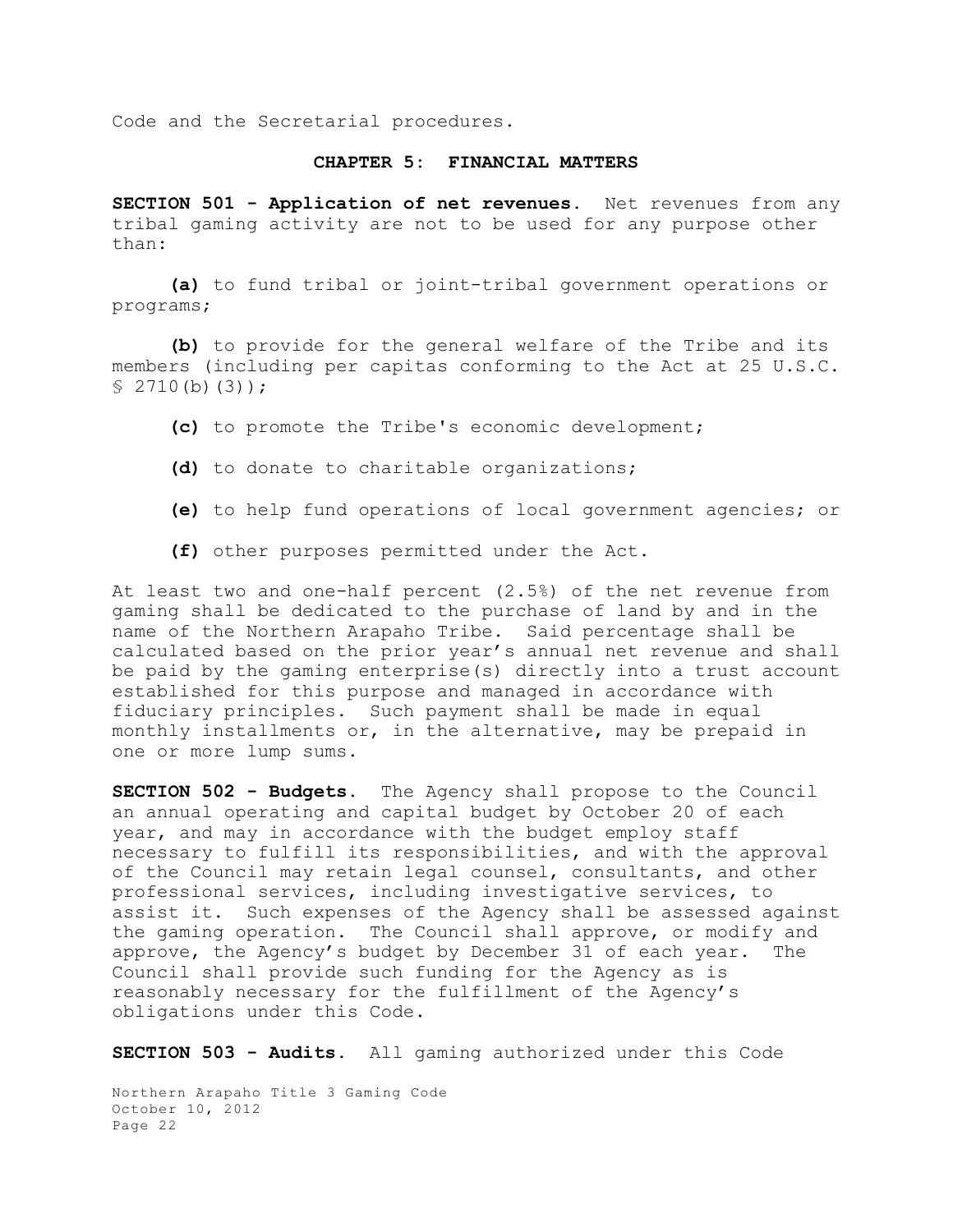Code and the Secretarial procedures.

## CHAPTER 5: FINANCIAL MATTERS

**SECTION 501 - Application of net revenues.** Net revenues from any tribal gaming activity are not to be used for any purpose other than:

**(a)** to fund tribal or joint-tribal government operations or programs;

**(b)** to provide for the general welfare of the Tribe and its members (including per capitas conforming to the Act at 25 U.S.C. § 2710(b)(3));

**(c)** to promote the Tribe's economic development;

**(d)** to donate to charitable organizations;

**(e)** to help fund operations of local government agencies; or

**(f)** other purposes permitted under the Act.

At least two and one-half percent (2.5%) of the net revenue from gaming shall be dedicated to the purchase of land by and in the name of the Northern Arapaho Tribe. Said percentage shall be calculated based on the prior year's annual net revenue and shall be paid by the gaming enterprise(s) directly into a trust account established for this purpose and managed in accordance with fiduciary principles. Such payment shall be made in equal monthly installments or, in the alternative, may be prepaid in one or more lump sums.

**SECTION 502 - Budgets.** The Agency shall propose to the Council an annual operating and capital budget by October 20 of each year, and may in accordance with the budget employ staff necessary to fulfill its responsibilities, and with the approval of the Council may retain legal counsel, consultants, and other professional services, including investigative services, to assist it. Such expenses of the Agency shall be assessed against the gaming operation. The Council shall approve, or modify and approve, the Agency's budget by December 31 of each year. The Council shall provide such funding for the Agency as is reasonably necessary for the fulfillment of the Agency's obligations under this Code.

**SECTION 503 - Audits.** All gaming authorized under this Code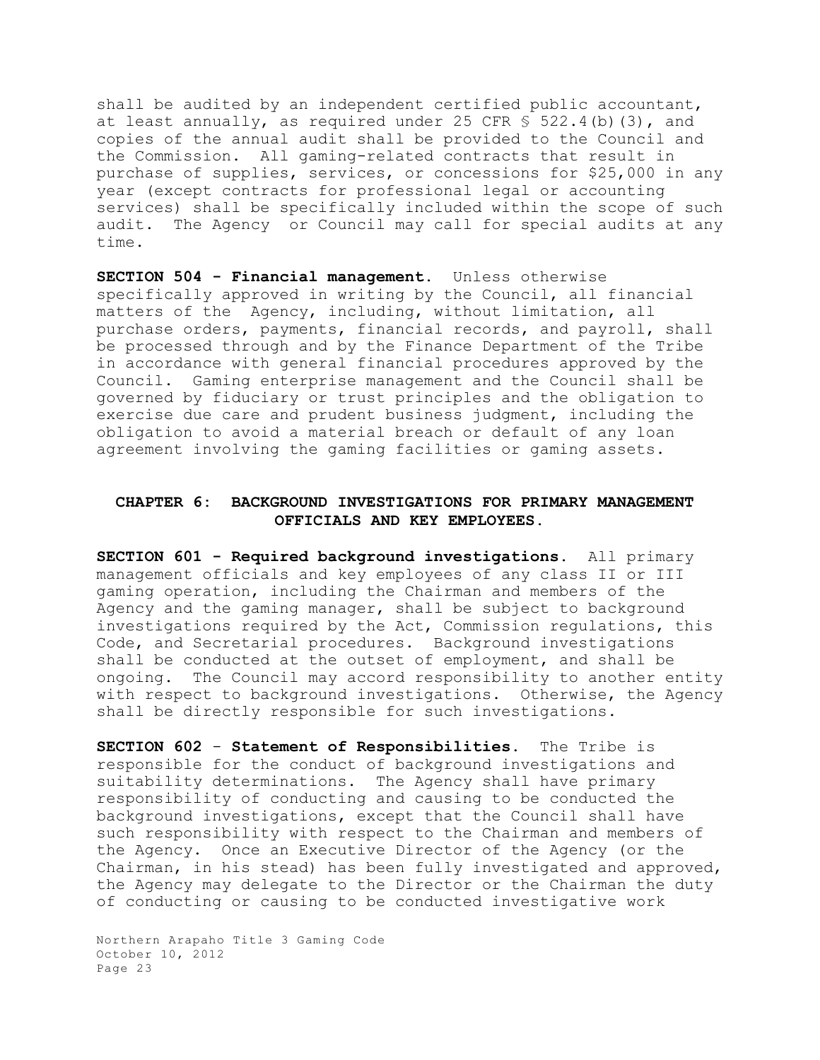shall be audited by an independent certified public accountant, at least annually, as required under 25 CFR § 522.4(b)(3), and copies of the annual audit shall be provided to the Council and the Commission. All gaming-related contracts that result in purchase of supplies, services, or concessions for $25,000 in any year (except contracts for professional legal or accounting services) shall be specifically included within the scope of such audit. The Agency or Council may call for special audits at any time.

**SECTION 504 - Financial management.** Unless otherwise specifically approved in writing by the Council, all financial matters of the Agency, including, without limitation, all purchase orders, payments, financial records, and payroll, shall be processed through and by the Finance Department of the Tribe in accordance with general financial procedures approved by the Council. Gaming enterprise management and the Council shall be governed by fiduciary or trust principles and the obligation to exercise due care and prudent business judgment, including the obligation to avoid a material breach or default of any loan agreement involving the gaming facilities or gaming assets.

## CHAPTER 6: BACKGROUND INVESTIGATIONS FOR PRIMARY MANAGEMENT OFFICIALS AND KEY EMPLOYEES.

**SECTION 601 - Required background investigations.** All primary management officials and key employees of any class II or III gaming operation, including the Chairman and members of the Agency and the gaming manager, shall be subject to background investigations required by the Act, Commission regulations, this Code, and Secretarial procedures. Background investigations shall be conducted at the outset of employment, and shall be ongoing. The Council may accord responsibility to another entity with respect to background investigations. Otherwise, the Agency shall be directly responsible for such investigations.

**SECTION 602 - Statement of Responsibilities.** The Tribe is responsible for the conduct of background investigations and suitability determinations. The Agency shall have primary responsibility of conducting and causing to be conducted the background investigations, except that the Council shall have such responsibility with respect to the Chairman and members of the Agency. Once an Executive Director of the Agency (or the Chairman, in his stead) has been fully investigated and approved, the Agency may delegate to the Director or the Chairman the duty of conducting or causing to be conducted investigative work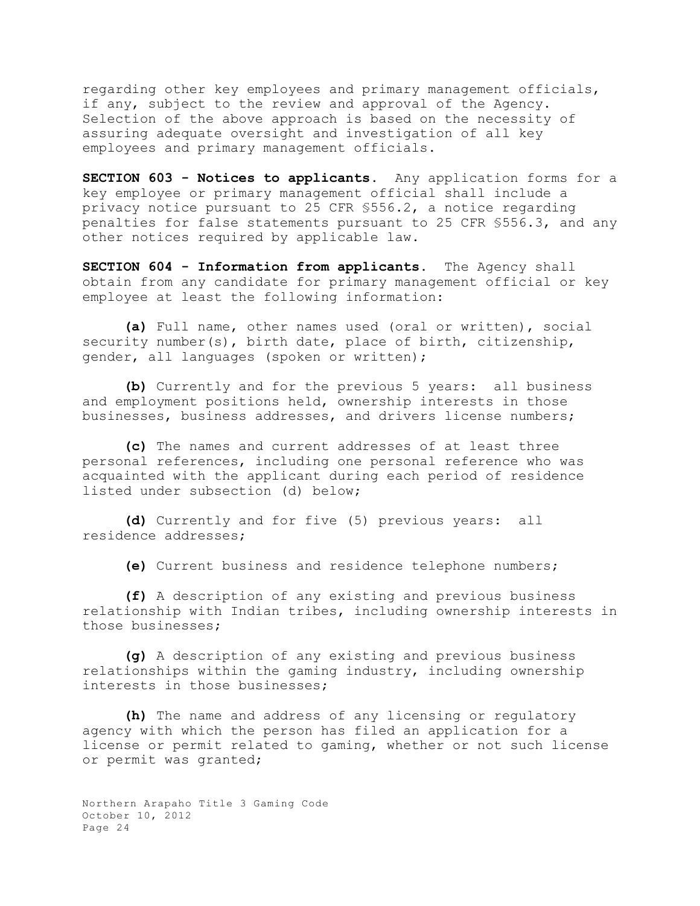regarding other key employees and primary management officials, if any, subject to the review and approval of the Agency. Selection of the above approach is based on the necessity of assuring adequate oversight and investigation of all key employees and primary management officials.

**SECTION 603 - Notices to applicants.** Any application forms for a key employee or primary management official shall include a privacy notice pursuant to 25 CFR §556.2, a notice regarding penalties for false statements pursuant to 25 CFR §556.3, and any other notices required by applicable law.

**SECTION 604 - Information from applicants.** The Agency shall obtain from any candidate for primary management official or key employee at least the following information:

**(a)** Full name, other names used (oral or written), social security number(s), birth date, place of birth, citizenship, gender, all languages (spoken or written);

**(b)** Currently and for the previous 5 years: all business and employment positions held, ownership interests in those businesses, business addresses, and drivers license numbers;

**(c)** The names and current addresses of at least three personal references, including one personal reference who was acquainted with the applicant during each period of residence listed under subsection (d) below;

**(d)** Currently and for five (5) previous years: all residence addresses;

**(e)** Current business and residence telephone numbers;

**(f)** A description of any existing and previous business relationship with Indian tribes, including ownership interests in those businesses;

**(g)** A description of any existing and previous business relationships within the gaming industry, including ownership interests in those businesses;

**(h)** The name and address of any licensing or regulatory agency with which the person has filed an application for a license or permit related to gaming, whether or not such license or permit was granted;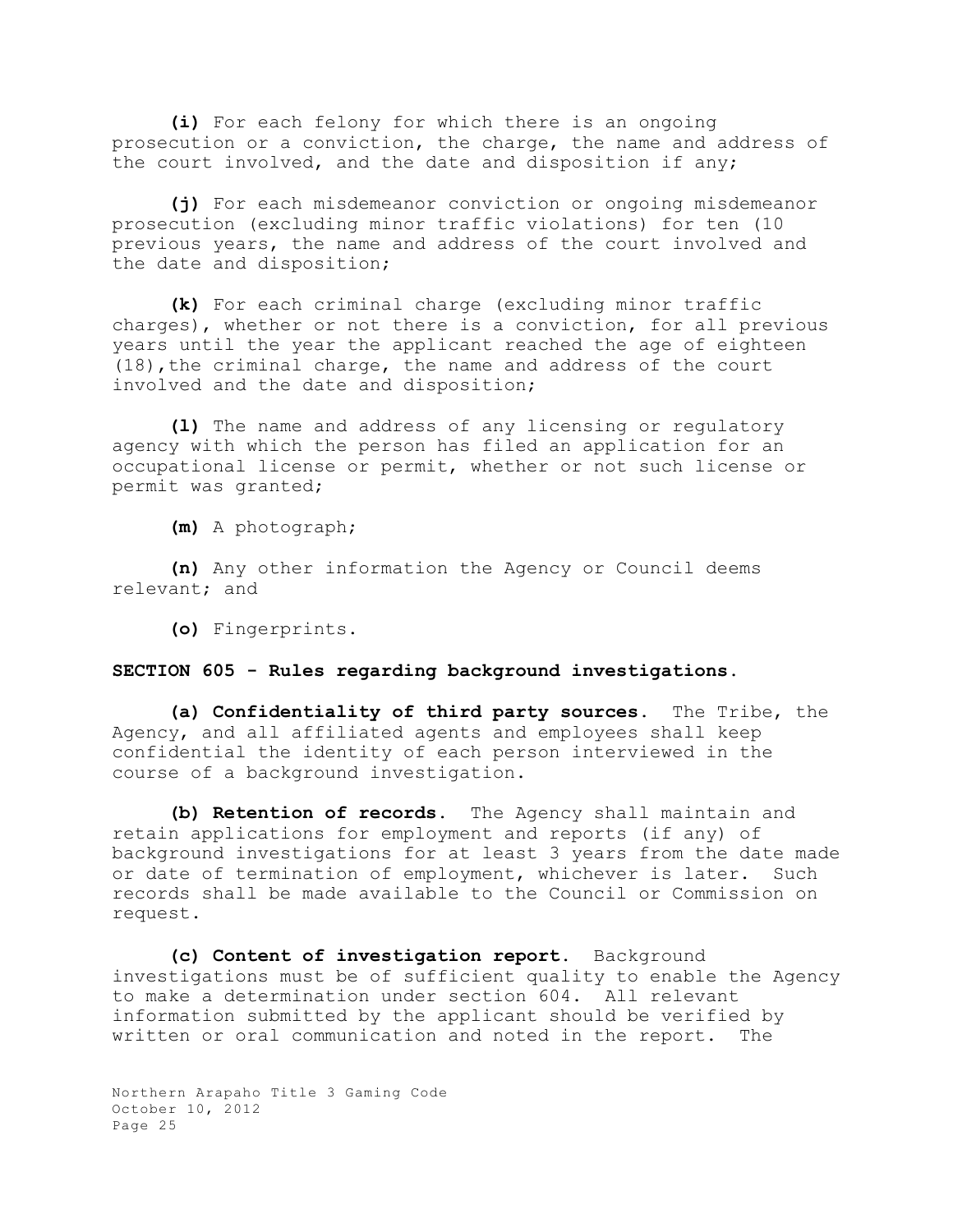**(i)** For each felony for which there is an ongoing prosecution or a conviction, the charge, the name and address of the court involved, and the date and disposition if any;

**(j)** For each misdemeanor conviction or ongoing misdemeanor prosecution (excluding minor traffic violations) for ten (10 previous years, the name and address of the court involved and the date and disposition;

**(k)** For each criminal charge (excluding minor traffic charges), whether or not there is a conviction, for all previous years until the year the applicant reached the age of eighteen (18),the criminal charge, the name and address of the court involved and the date and disposition;

**(l)** The name and address of any licensing or regulatory agency with which the person has filed an application for an occupational license or permit, whether or not such license or permit was granted;

**(m)** A photograph;

**(n)** Any other information the Agency or Council deems relevant; and

**(o)** Fingerprints.

**SECTION 605 - Rules regarding background investigations.**

**(a) Confidentiality of third party sources.** The Tribe, the Agency, and all affiliated agents and employees shall keep confidential the identity of each person interviewed in the course of a background investigation.

**(b) Retention of records.** The Agency shall maintain and retain applications for employment and reports (if any) of background investigations for at least 3 years from the date made or date of termination of employment, whichever is later. Such records shall be made available to the Council or Commission on request.

**(c) Content of investigation report.** Background investigations must be of sufficient quality to enable the Agency to make a determination under section 604. All relevant information submitted by the applicant should be verified by written or oral communication and noted in the report. The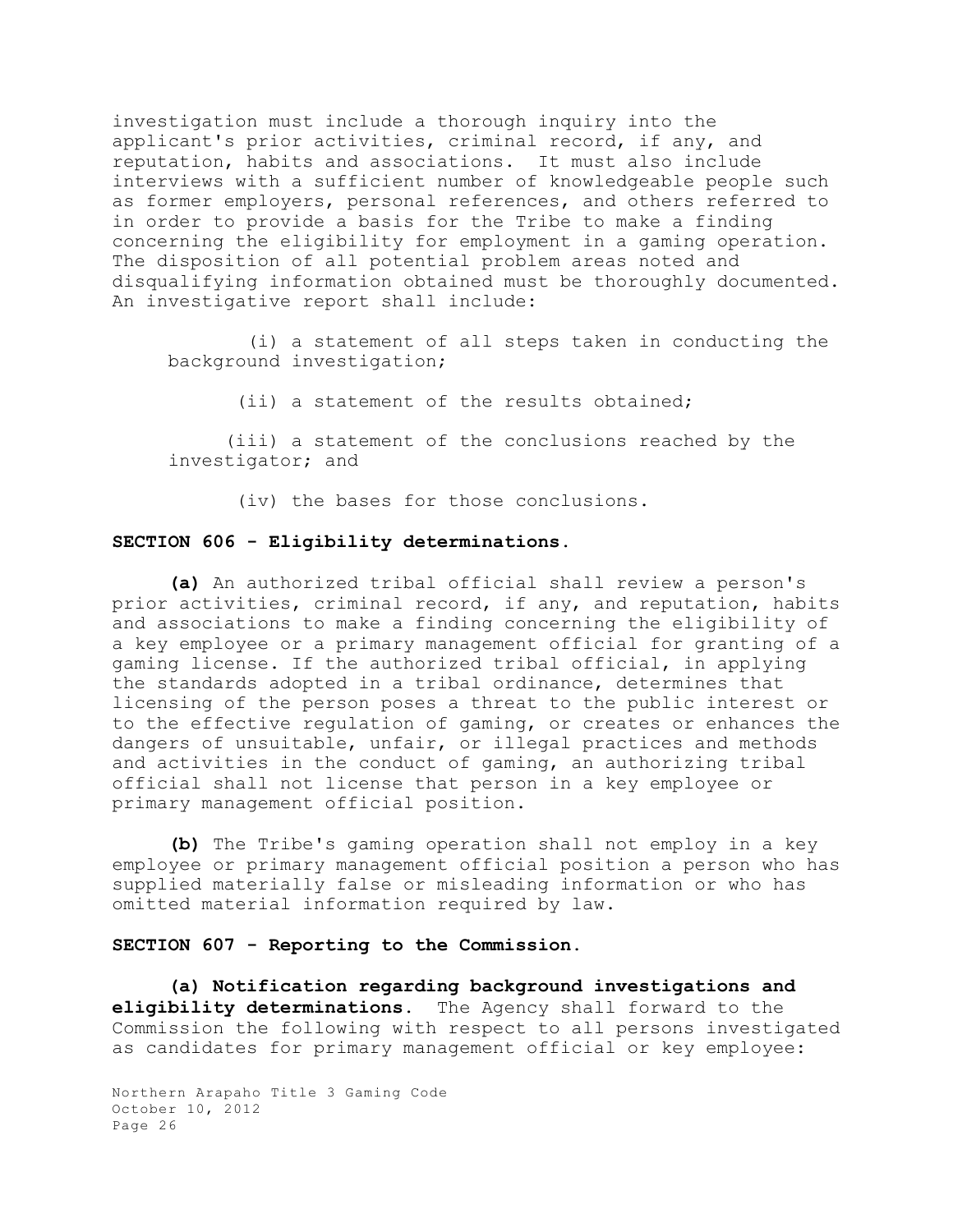investigation must include a thorough inquiry into the applicant's prior activities, criminal record, if any, and reputation, habits and associations. It must also include interviews with a sufficient number of knowledgeable people such as former employers, personal references, and others referred to in order to provide a basis for the Tribe to make a finding concerning the eligibility for employment in a gaming operation. The disposition of all potential problem areas noted and disqualifying information obtained must be thoroughly documented. An investigative report shall include:

(i) a statement of all steps taken in conducting the background investigation;

(ii) a statement of the results obtained;

(iii) a statement of the conclusions reached by the investigator; and

(iv) the bases for those conclusions.

**SECTION 606 - Eligibility determinations.**

**(a)** An authorized tribal official shall review a person's prior activities, criminal record, if any, and reputation, habits and associations to make a finding concerning the eligibility of a key employee or a primary management official for granting of a gaming license. If the authorized tribal official, in applying the standards adopted in a tribal ordinance, determines that licensing of the person poses a threat to the public interest or to the effective regulation of gaming, or creates or enhances the dangers of unsuitable, unfair, or illegal practices and methods and activities in the conduct of gaming, an authorizing tribal official shall not license that person in a key employee or primary management official position.

**(b)** The Tribe's gaming operation shall not employ in a key employee or primary management official position a person who has supplied materially false or misleading information or who has omitted material information required by law.

**SECTION 607 - Reporting to the Commission.**

**(a) Notification regarding background investigations and eligibility determinations.** The Agency shall forward to the Commission the following with respect to all persons investigated as candidates for primary management official or key employee: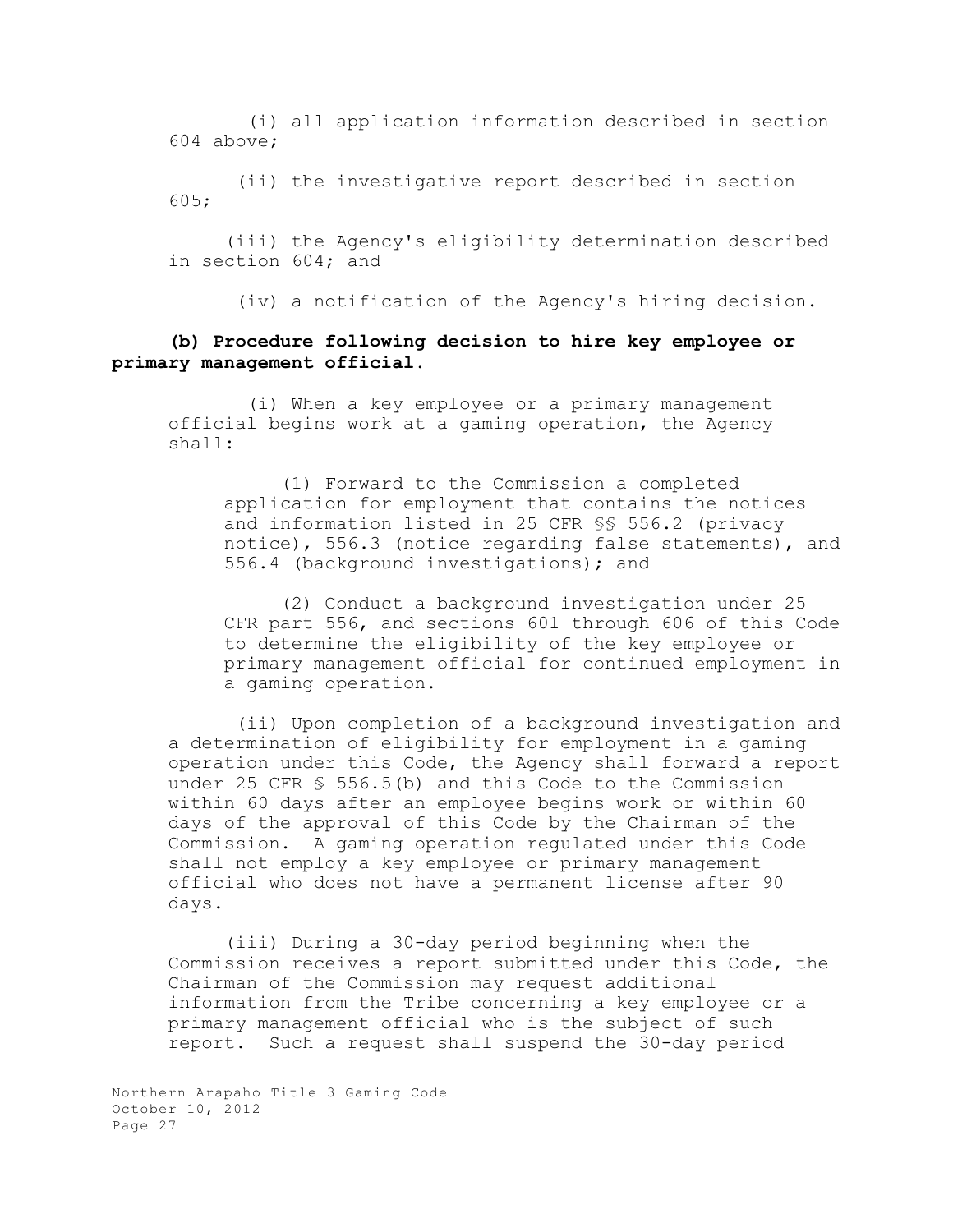(i) all application information described in section 604 above;

(ii) the investigative report described in section 605;

(iii) the Agency's eligibility determination described in section 604; and

(iv) a notification of the Agency's hiring decision.

**(b) Procedure following decision to hire key employee or primary management official.**

(i) When a key employee or a primary management official begins work at a gaming operation, the Agency shall:

(1) Forward to the Commission a completed application for employment that contains the notices and information listed in 25 CFR §§ 556.2 (privacy notice), 556.3 (notice regarding false statements), and 556.4 (background investigations); and

(2) Conduct a background investigation under 25 CFR part 556, and sections 601 through 606 of this Code to determine the eligibility of the key employee or primary management official for continued employment in a gaming operation.

(ii) Upon completion of a background investigation and a determination of eligibility for employment in a gaming operation under this Code, the Agency shall forward a report under 25 CFR § 556.5(b) and this Code to the Commission within 60 days after an employee begins work or within 60 days of the approval of this Code by the Chairman of the Commission. A gaming operation regulated under this Code shall not employ a key employee or primary management official who does not have a permanent license after 90 days.

(iii) During a 30-day period beginning when the Commission receives a report submitted under this Code, the Chairman of the Commission may request additional information from the Tribe concerning a key employee or a primary management official who is the subject of such report. Such a request shall suspend the 30-day period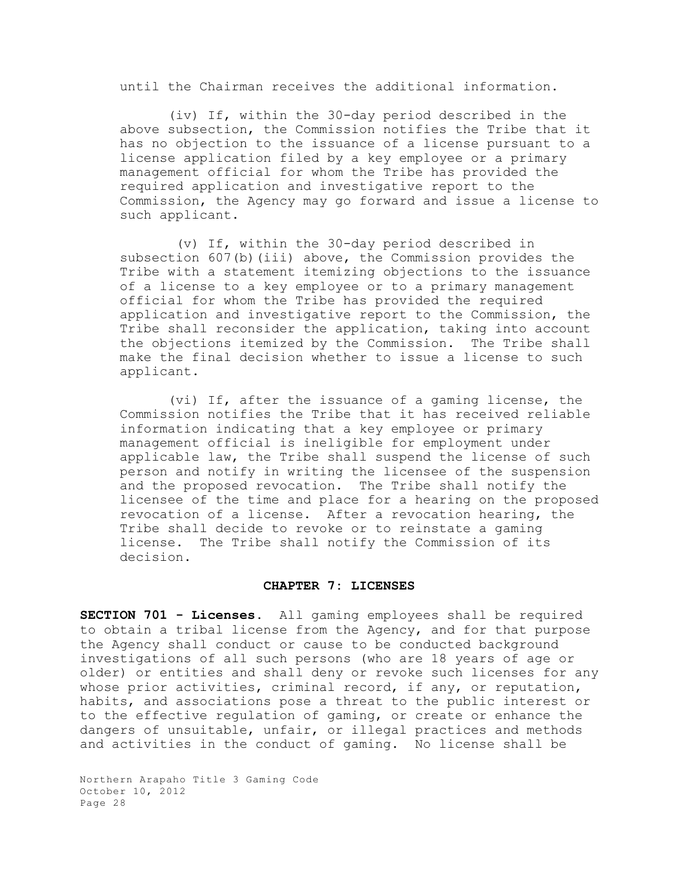until the Chairman receives the additional information.

(iv) If, within the 30-day period described in the above subsection, the Commission notifies the Tribe that it has no objection to the issuance of a license pursuant to a license application filed by a key employee or a primary management official for whom the Tribe has provided the required application and investigative report to the Commission, the Agency may go forward and issue a license to such applicant.

(v) If, within the 30-day period described in subsection 607(b)(iii) above, the Commission provides the Tribe with a statement itemizing objections to the issuance of a license to a key employee or to a primary management official for whom the Tribe has provided the required application and investigative report to the Commission, the Tribe shall reconsider the application, taking into account the objections itemized by the Commission. The Tribe shall make the final decision whether to issue a license to such applicant.

(vi) If, after the issuance of a gaming license, the Commission notifies the Tribe that it has received reliable information indicating that a key employee or primary management official is ineligible for employment under applicable law, the Tribe shall suspend the license of such person and notify in writing the licensee of the suspension and the proposed revocation. The Tribe shall notify the licensee of the time and place for a hearing on the proposed revocation of a license. After a revocation hearing, the Tribe shall decide to revoke or to reinstate a gaming license. The Tribe shall notify the Commission of its decision.

## CHAPTER 7: LICENSES

**SECTION 701 - Licenses.** All gaming employees shall be required to obtain a tribal license from the Agency, and for that purpose the Agency shall conduct or cause to be conducted background investigations of all such persons (who are 18 years of age or older) or entities and shall deny or revoke such licenses for any whose prior activities, criminal record, if any, or reputation, habits, and associations pose a threat to the public interest or to the effective regulation of gaming, or create or enhance the dangers of unsuitable, unfair, or illegal practices and methods and activities in the conduct of gaming. No license shall be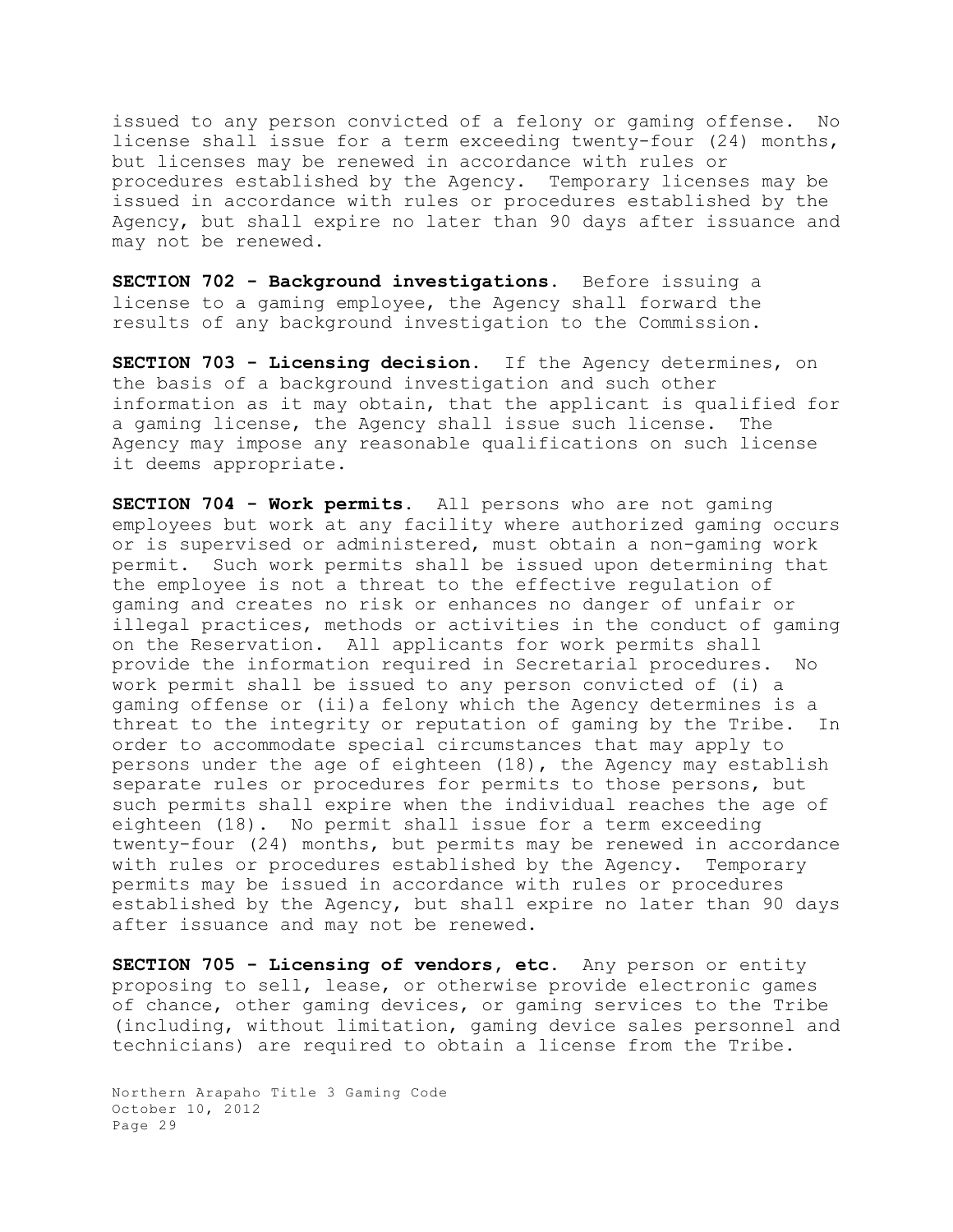issued to any person convicted of a felony or gaming offense. No license shall issue for a term exceeding twenty-four (24) months, but licenses may be renewed in accordance with rules or procedures established by the Agency. Temporary licenses may be issued in accordance with rules or procedures established by the Agency, but shall expire no later than 90 days after issuance and may not be renewed.

**SECTION 702 - Background investigations.** Before issuing a license to a gaming employee, the Agency shall forward the results of any background investigation to the Commission.

**SECTION 703 - Licensing decision.** If the Agency determines, on the basis of a background investigation and such other information as it may obtain, that the applicant is qualified for a gaming license, the Agency shall issue such license. The Agency may impose any reasonable qualifications on such license it deems appropriate.

**SECTION 704 - Work permits.** All persons who are not gaming employees but work at any facility where authorized gaming occurs or is supervised or administered, must obtain a non-gaming work permit. Such work permits shall be issued upon determining that the employee is not a threat to the effective regulation of gaming and creates no risk or enhances no danger of unfair or illegal practices, methods or activities in the conduct of gaming on the Reservation. All applicants for work permits shall provide the information required in Secretarial procedures. No work permit shall be issued to any person convicted of (i) a gaming offense or (ii)a felony which the Agency determines is a threat to the integrity or reputation of gaming by the Tribe. In order to accommodate special circumstances that may apply to persons under the age of eighteen (18), the Agency may establish separate rules or procedures for permits to those persons, but such permits shall expire when the individual reaches the age of eighteen (18). No permit shall issue for a term exceeding twenty-four (24) months, but permits may be renewed in accordance with rules or procedures established by the Agency. Temporary permits may be issued in accordance with rules or procedures established by the Agency, but shall expire no later than 90 days after issuance and may not be renewed.

**SECTION 705 - Licensing of vendors, etc.** Any person or entity proposing to sell, lease, or otherwise provide electronic games of chance, other gaming devices, or gaming services to the Tribe (including, without limitation, gaming device sales personnel and technicians) are required to obtain a license from the Tribe.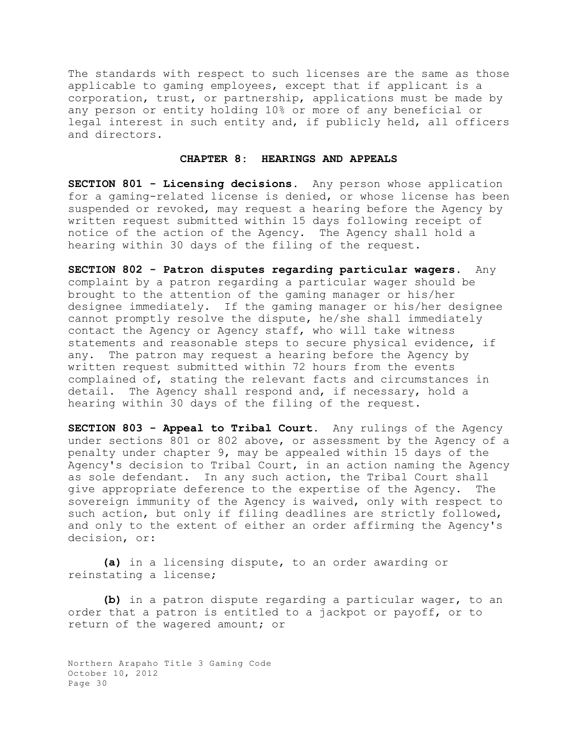The standards with respect to such licenses are the same as those applicable to gaming employees, except that if applicant is a corporation, trust, or partnership, applications must be made by any person or entity holding 10% or more of any beneficial or legal interest in such entity and, if publicly held, all officers and directors.

## CHAPTER 8: HEARINGS AND APPEALS

**SECTION 801 - Licensing decisions.** Any person whose application for a gaming-related license is denied, or whose license has been suspended or revoked, may request a hearing before the Agency by written request submitted within 15 days following receipt of notice of the action of the Agency. The Agency shall hold a hearing within 30 days of the filing of the request.

**SECTION 802 - Patron disputes regarding particular wagers.** Any complaint by a patron regarding a particular wager should be brought to the attention of the gaming manager or his/her designee immediately. If the gaming manager or his/her designee cannot promptly resolve the dispute, he/she shall immediately contact the Agency or Agency staff, who will take witness statements and reasonable steps to secure physical evidence, if any. The patron may request a hearing before the Agency by written request submitted within 72 hours from the events complained of, stating the relevant facts and circumstances in detail. The Agency shall respond and, if necessary, hold a hearing within 30 days of the filing of the request.

**SECTION 803 - Appeal to Tribal Court.** Any rulings of the Agency under sections 801 or 802 above, or assessment by the Agency of a penalty under chapter 9, may be appealed within 15 days of the Agency's decision to Tribal Court, in an action naming the Agency as sole defendant. In any such action, the Tribal Court shall give appropriate deference to the expertise of the Agency. The sovereign immunity of the Agency is waived, only with respect to such action, but only if filing deadlines are strictly followed, and only to the extent of either an order affirming the Agency's decision, or:

**(a)** in a licensing dispute, to an order awarding or reinstating a license;

**(b)** in a patron dispute regarding a particular wager, to an order that a patron is entitled to a jackpot or payoff, or to return of the wagered amount; or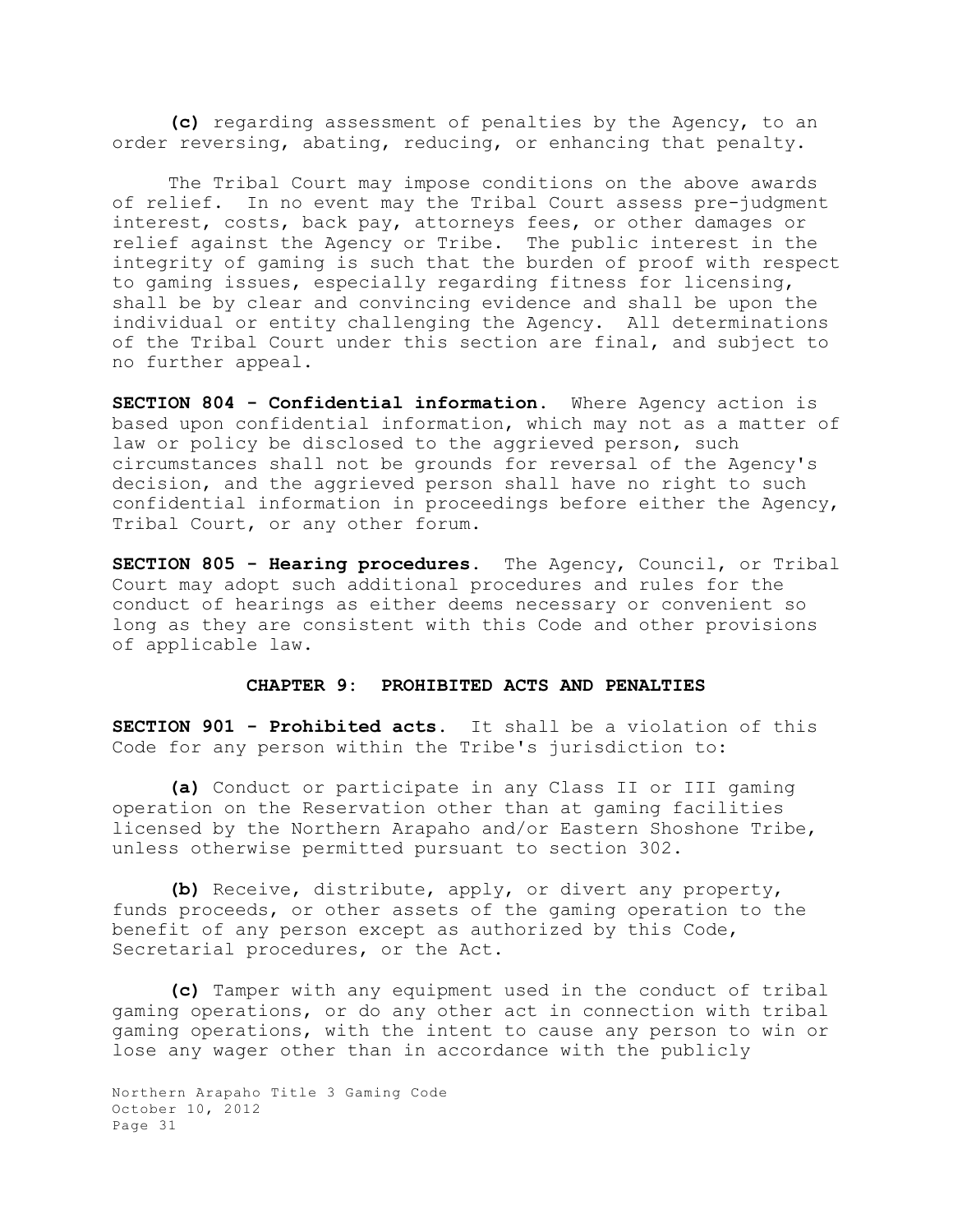**(c)** regarding assessment of penalties by the Agency, to an order reversing, abating, reducing, or enhancing that penalty.

The Tribal Court may impose conditions on the above awards of relief. In no event may the Tribal Court assess pre-judgment interest, costs, back pay, attorneys fees, or other damages or relief against the Agency or Tribe. The public interest in the integrity of gaming is such that the burden of proof with respect to gaming issues, especially regarding fitness for licensing, shall be by clear and convincing evidence and shall be upon the individual or entity challenging the Agency. All determinations of the Tribal Court under this section are final, and subject to no further appeal.

**SECTION 804 - Confidential information.** Where Agency action is based upon confidential information, which may not as a matter of law or policy be disclosed to the aggrieved person, such circumstances shall not be grounds for reversal of the Agency's decision, and the aggrieved person shall have no right to such confidential information in proceedings before either the Agency, Tribal Court, or any other forum.

**SECTION 805 - Hearing procedures.** The Agency, Council, or Tribal Court may adopt such additional procedures and rules for the conduct of hearings as either deems necessary or convenient so long as they are consistent with this Code and other provisions of applicable law.

## CHAPTER 9: PROHIBITED ACTS AND PENALTIES

**SECTION 901 - Prohibited acts.** It shall be a violation of this Code for any person within the Tribe's jurisdiction to:

**(a)** Conduct or participate in any Class II or III gaming operation on the Reservation other than at gaming facilities licensed by the Northern Arapaho and/or Eastern Shoshone Tribe, unless otherwise permitted pursuant to section 302.

**(b)** Receive, distribute, apply, or divert any property, funds proceeds, or other assets of the gaming operation to the benefit of any person except as authorized by this Code, Secretarial procedures, or the Act.

**(c)** Tamper with any equipment used in the conduct of tribal gaming operations, or do any other act in connection with tribal gaming operations, with the intent to cause any person to win or lose any wager other than in accordance with the publicly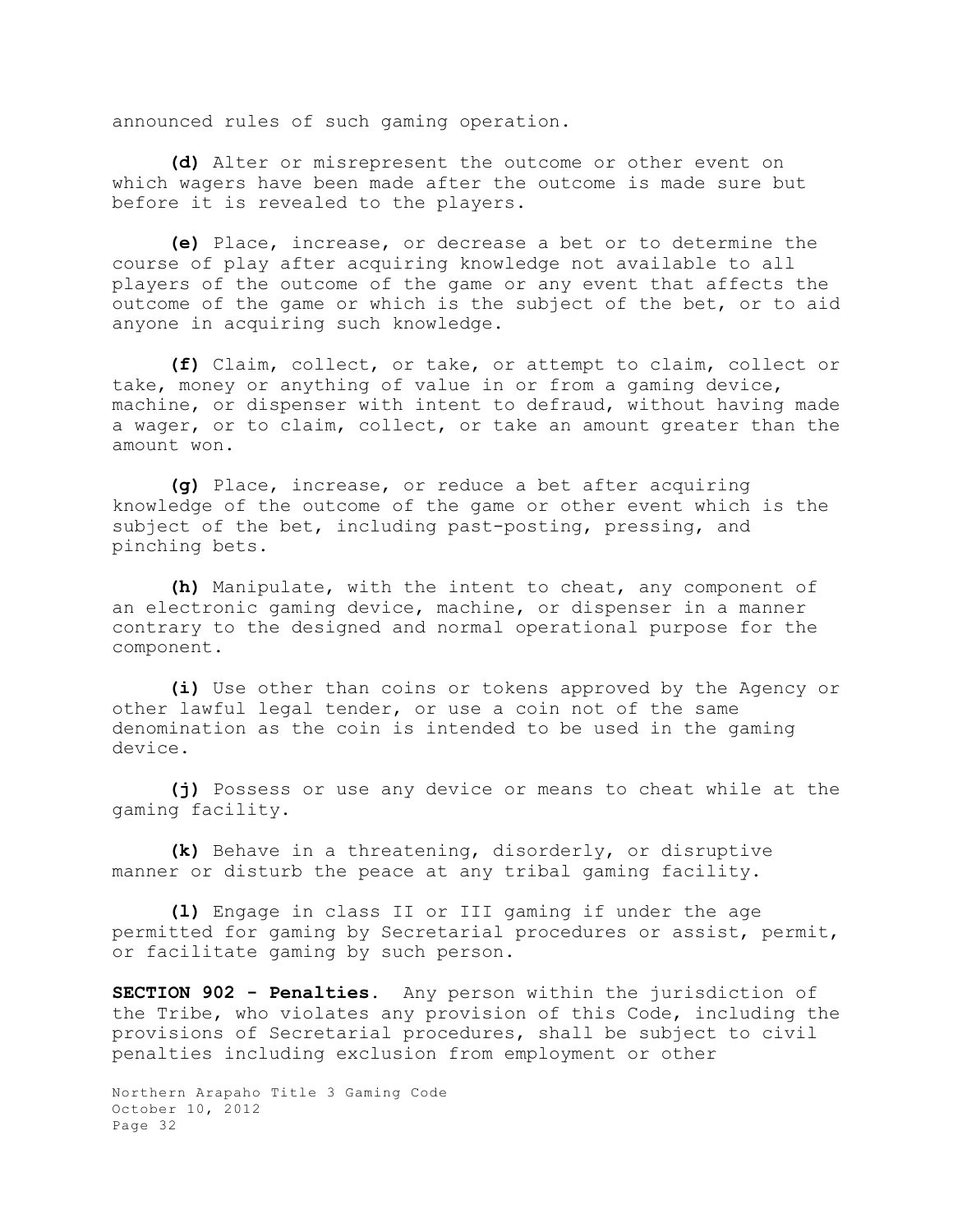announced rules of such gaming operation.

**(d)** Alter or misrepresent the outcome or other event on which wagers have been made after the outcome is made sure but before it is revealed to the players.

**(e)** Place, increase, or decrease a bet or to determine the course of play after acquiring knowledge not available to all players of the outcome of the game or any event that affects the outcome of the game or which is the subject of the bet, or to aid anyone in acquiring such knowledge.

**(f)** Claim, collect, or take, or attempt to claim, collect or take, money or anything of value in or from a gaming device, machine, or dispenser with intent to defraud, without having made a wager, or to claim, collect, or take an amount greater than the amount won.

**(g)** Place, increase, or reduce a bet after acquiring knowledge of the outcome of the game or other event which is the subject of the bet, including past-posting, pressing, and pinching bets.

**(h)** Manipulate, with the intent to cheat, any component of an electronic gaming device, machine, or dispenser in a manner contrary to the designed and normal operational purpose for the component.

**(i)** Use other than coins or tokens approved by the Agency or other lawful legal tender, or use a coin not of the same denomination as the coin is intended to be used in the gaming device.

**(j)** Possess or use any device or means to cheat while at the gaming facility.

**(k)** Behave in a threatening, disorderly, or disruptive manner or disturb the peace at any tribal gaming facility.

**(l)** Engage in class II or III gaming if under the age permitted for gaming by Secretarial procedures or assist, permit, or facilitate gaming by such person.

**SECTION 902 - Penalties.** Any person within the jurisdiction of the Tribe, who violates any provision of this Code, including the provisions of Secretarial procedures, shall be subject to civil penalties including exclusion from employment or other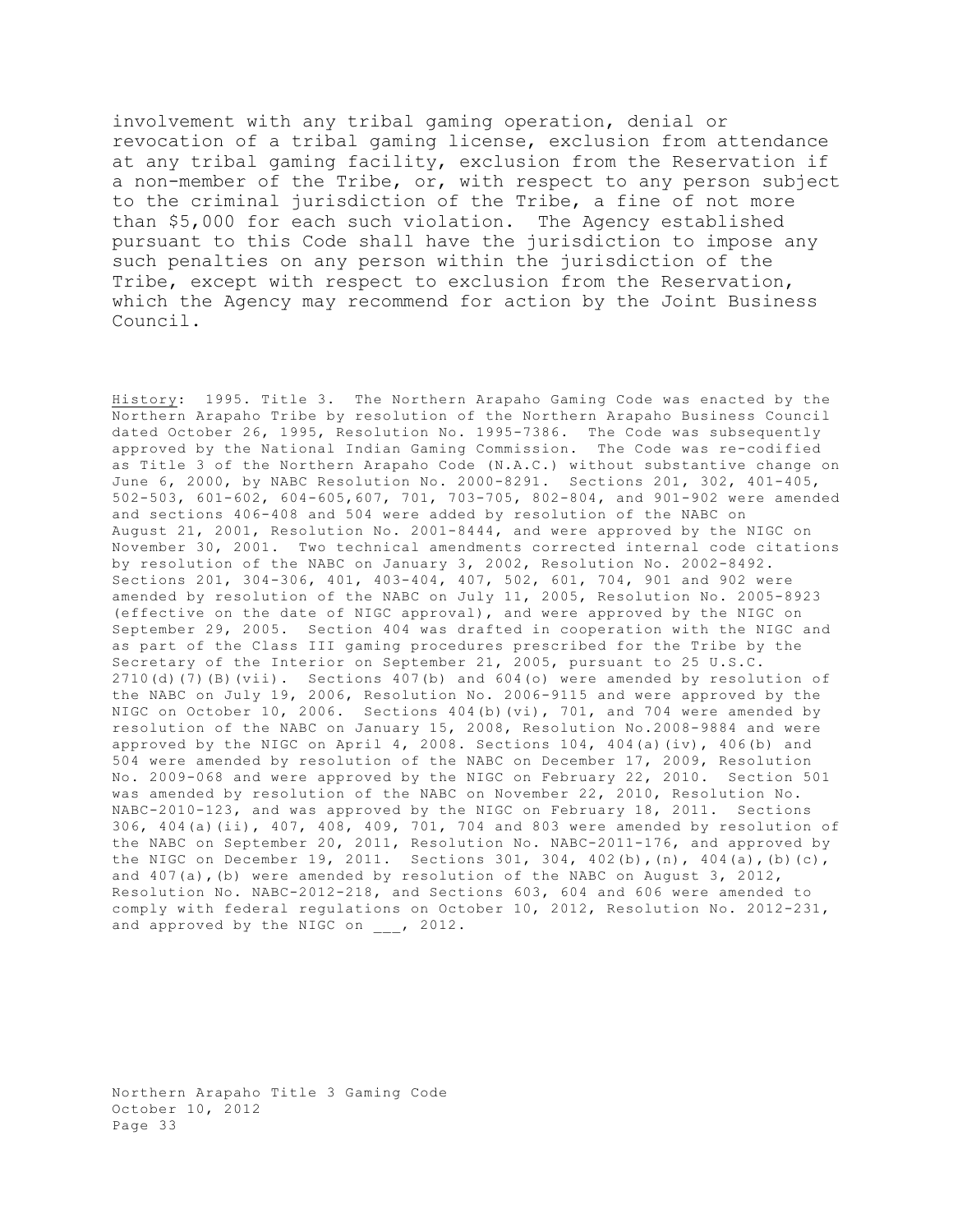involvement with any tribal gaming operation, denial or revocation of a tribal gaming license, exclusion from attendance at any tribal gaming facility, exclusion from the Reservation if a non-member of the Tribe, or, with respect to any person subject to the criminal jurisdiction of the Tribe, a fine of not more than $5,000 for each such violation. The Agency established pursuant to this Code shall have the jurisdiction to impose any such penalties on any person within the jurisdiction of the Tribe, except with respect to exclusion from the Reservation, which the Agency may recommend for action by the Joint Business Council.

History: 1995. Title 3. The Northern Arapaho Gaming Code was enacted by the Northern Arapaho Tribe by resolution of the Northern Arapaho Business Council dated October 26, 1995, Resolution No. 1995-7386. The Code was subsequently approved by the National Indian Gaming Commission. The Code was re-codified as Title 3 of the Northern Arapaho Code (N.A.C.) without substantive change on June 6, 2000, by NABC Resolution No. 2000-8291. Sections 201, 302, 401-405, 502-503, 601-602, 604-605,607, 701, 703-705, 802-804, and 901-902 were amended and sections 406-408 and 504 were added by resolution of the NABC on August 21, 2001, Resolution No. 2001-8444, and were approved by the NIGC on November 30, 2001. Two technical amendments corrected internal code citations by resolution of the NABC on January 3, 2002, Resolution No. 2002-8492. Sections 201, 304-306, 401, 403-404, 407, 502, 601, 704, 901 and 902 were amended by resolution of the NABC on July 11, 2005, Resolution No. 2005-8923 (effective on the date of NIGC approval), and were approved by the NIGC on September 29, 2005. Section 404 was drafted in cooperation with the NIGC and as part of the Class III gaming procedures prescribed for the Tribe by the Secretary of the Interior on September 21, 2005, pursuant to 25 U.S.C. 2710(d)(7)(B)(vii). Sections 407(b) and 604(o) were amended by resolution of the NABC on July 19, 2006, Resolution No. 2006-9115 and were approved by the NIGC on October 10, 2006. Sections 404(b)(vi), 701, and 704 were amended by resolution of the NABC on January 15, 2008, Resolution No.2008-9884 and were approved by the NIGC on April 4, 2008. Sections 104, 404(a)(iv), 406(b) and 504 were amended by resolution of the NABC on December 17, 2009, Resolution No. 2009-068 and were approved by the NIGC on February 22, 2010. Section 501 was amended by resolution of the NABC on November 22, 2010, Resolution No. NABC-2010-123, and was approved by the NIGC on February 18, 2011. Sections 306, 404(a)(ii), 407, 408, 409, 701, 704 and 803 were amended by resolution of the NABC on September 20, 2011, Resolution No. NABC-2011-176, and approved by the NIGC on December 19, 2011. Sections 301, 304, 402(b),(n), 404(a),(b)(c), and 407(a),(b) were amended by resolution of the NABC on August 3, 2012, Resolution No. NABC-2012-218, and Sections 603, 604 and 606 were amended to comply with federal regulations on October 10, 2012, Resolution No. 2012-231, and approved by the NIGC on ___, 2012.